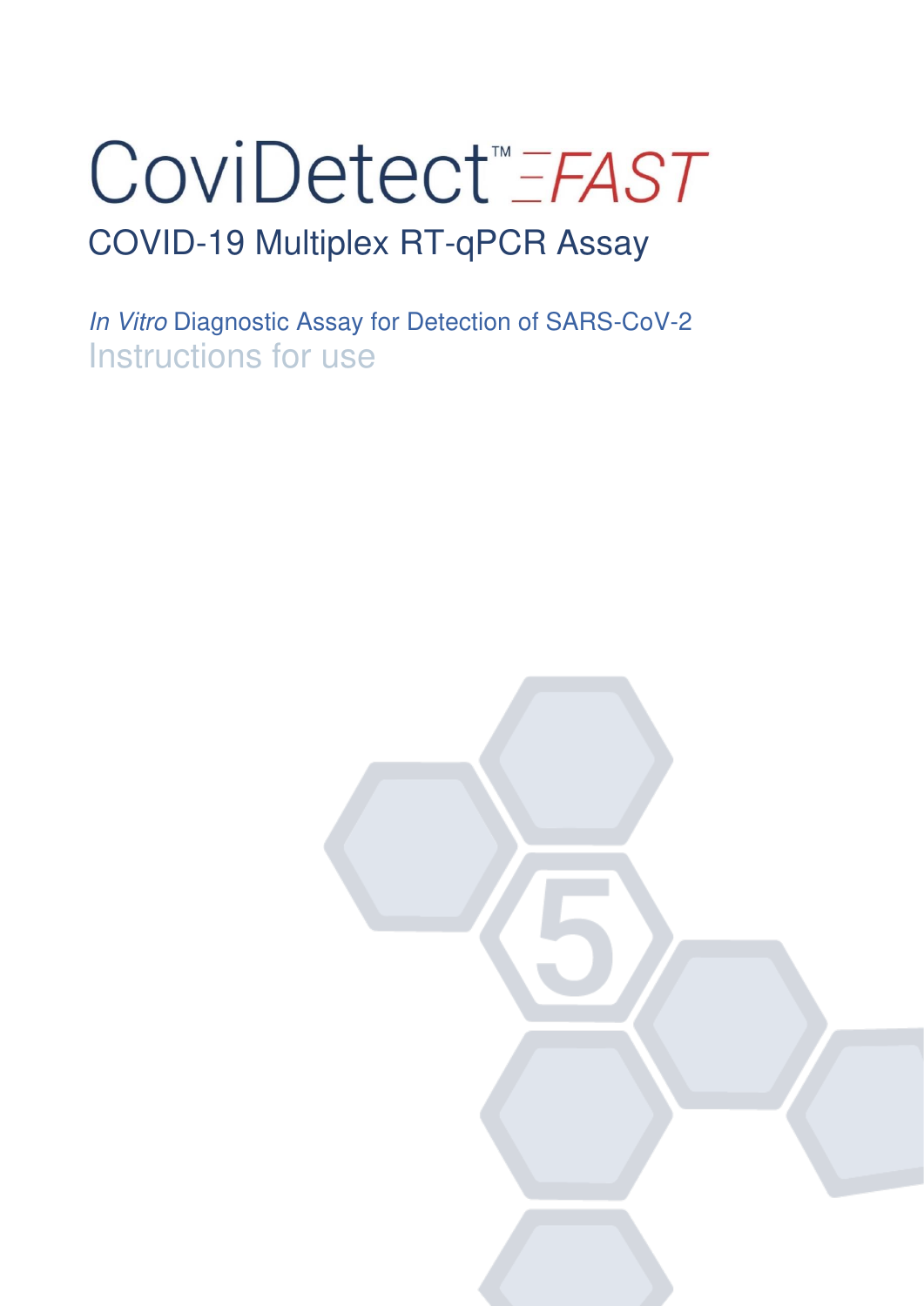# CoviDetect™ FAST

## COVID-19 Multiplex RT-qPCR Assay

*In Vitro* Diagnostic Assay for Detection of SARS-CoV-2

Instructions for use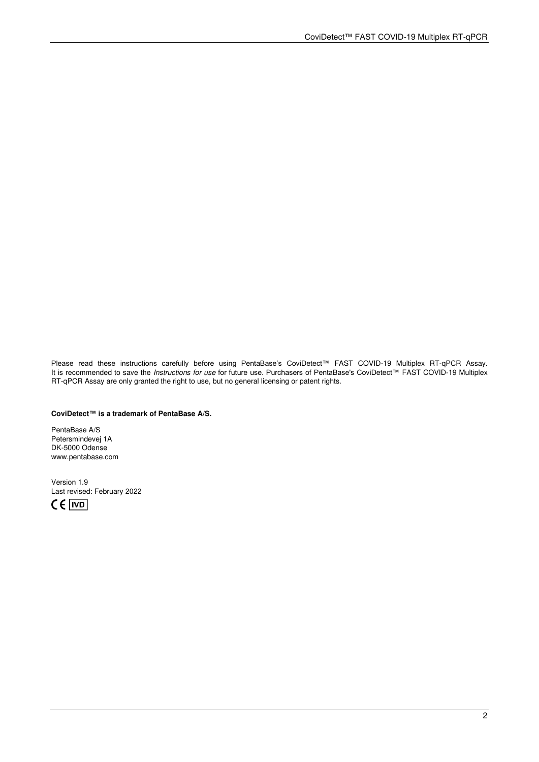Please read these instructions carefully before using PentaBase's CoviDetect™ FAST COVID-19 Multiplex RT-qPCR Assay. It is recommended to save the *Instructions for use* for future use. Purchasers of PentaBase's CoviDetect™ FAST COVID-19 Multiplex RT-qPCR Assay are only granted the right to use, but no general licensing or patent rights.

**CoviDetect™ is a trademark of PentaBase A/S.**

PentaBase A/S  
Petersmindevej 1A  
DK-5000 Odense  
www.pentabase.com

Version 1.9  
Last revised: February 2022

CE IVD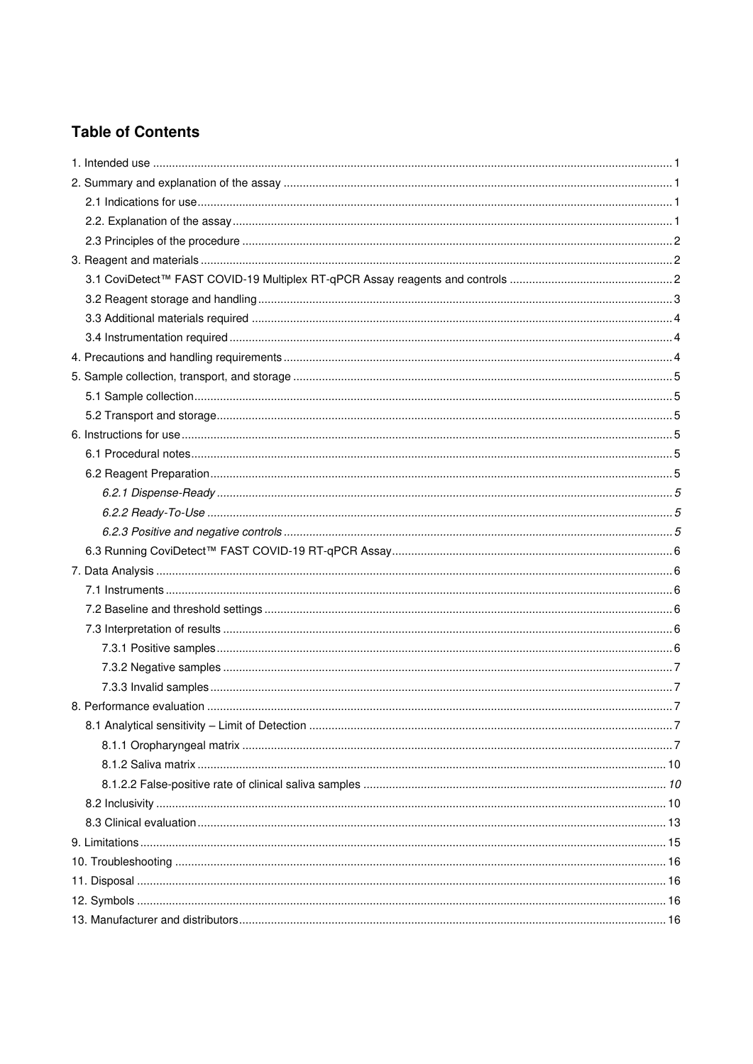## Table of Contents

1. Intended use ..... 1
2. Summary and explanation of the assay ..... 1
   - 2.1 Indications for use ..... 1
   - 2.2. Explanation of the assay ..... 1
   - 2.3 Principles of the procedure ..... 2
3. Reagent and materials ..... 2
   - 3.1 CoviDetect™ FAST COVID-19 Multiplex RT-qPCR Assay reagents and controls ..... 2
   - 3.2 Reagent storage and handling ..... 3
   - 3.3 Additional materials required ..... 4
   - 3.4 Instrumentation required ..... 4
4. Precautions and handling requirements ..... 4
5. Sample collection, transport, and storage ..... 5
   - 5.1 Sample collection ..... 5
   - 5.2 Transport and storage ..... 5
6. Instructions for use ..... 5
   - 6.1 Procedural notes ..... 5
   - 6.2 Reagent Preparation ..... 5
     - *6.2.1 Dispense-Ready ..... 5*
     - *6.2.2 Ready-To-Use ..... 5*
     - *6.2.3 Positive and negative controls ..... 5*
   - 6.3 Running CoviDetect™ FAST COVID-19 RT-qPCR Assay ..... 6
7. Data Analysis ..... 6
   - 7.1 Instruments ..... 6
   - 7.2 Baseline and threshold settings ..... 6
   - 7.3 Interpretation of results ..... 6
     - 7.3.1 Positive samples ..... 6
     - 7.3.2 Negative samples ..... 7
     - 7.3.3 Invalid samples ..... 7
8. Performance evaluation ..... 7
   - 8.1 Analytical sensitivity – Limit of Detection ..... 7
     - 8.1.1 Oropharyngeal matrix ..... 7
     - 8.1.2 Saliva matrix ..... 10
     - *8.1.2.2 False-positive rate of clinical saliva samples ..... 10*
   - 8.2 Inclusivity ..... 10
   - 8.3 Clinical evaluation ..... 13
9. Limitations ..... 15
10. Troubleshooting ..... 16
11. Disposal ..... 16
12. Symbols ..... 16
13. Manufacturer and distributors ..... 16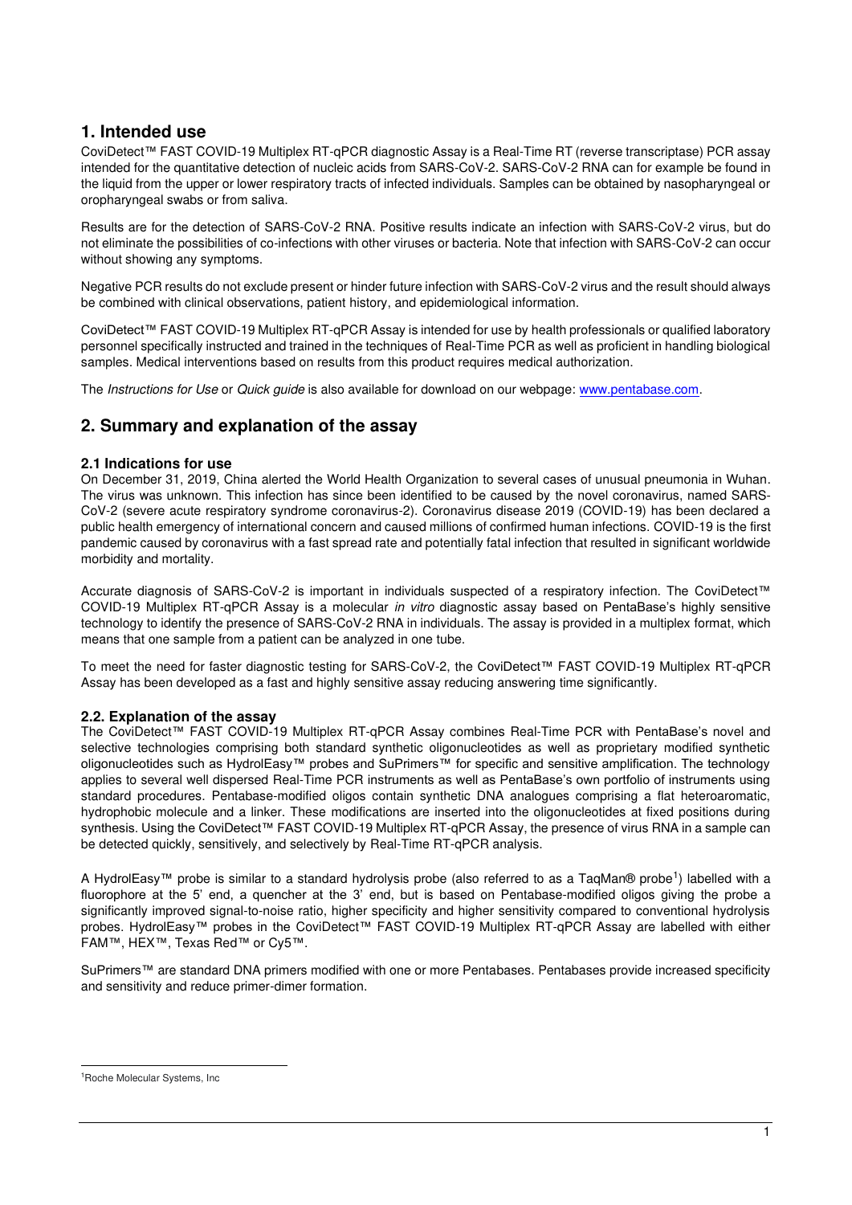## 1. Intended use

CoviDetect™ FAST COVID-19 Multiplex RT-qPCR diagnostic Assay is a Real-Time RT (reverse transcriptase) PCR assay intended for the quantitative detection of nucleic acids from SARS-CoV-2. SARS-CoV-2 RNA can for example be found in the liquid from the upper or lower respiratory tracts of infected individuals. Samples can be obtained by nasopharyngeal or oropharyngeal swabs or from saliva.

Results are for the detection of SARS-CoV-2 RNA. Positive results indicate an infection with SARS-CoV-2 virus, but do not eliminate the possibilities of co-infections with other viruses or bacteria. Note that infection with SARS-CoV-2 can occur without showing any symptoms.

Negative PCR results do not exclude present or hinder future infection with SARS-CoV-2 virus and the result should always be combined with clinical observations, patient history, and epidemiological information.

CoviDetect™ FAST COVID-19 Multiplex RT-qPCR Assay is intended for use by health professionals or qualified laboratory personnel specifically instructed and trained in the techniques of Real-Time PCR as well as proficient in handling biological samples. Medical interventions based on results from this product requires medical authorization.

The *Instructions for Use* or *Quick guide* is also available for download on our webpage: www.pentabase.com.

## 2. Summary and explanation of the assay

### 2.1 Indications for use

On December 31, 2019, China alerted the World Health Organization to several cases of unusual pneumonia in Wuhan. The virus was unknown. This infection has since been identified to be caused by the novel coronavirus, named SARS-CoV-2 (severe acute respiratory syndrome coronavirus-2). Coronavirus disease 2019 (COVID-19) has been declared a public health emergency of international concern and caused millions of confirmed human infections. COVID-19 is the first pandemic caused by coronavirus with a fast spread rate and potentially fatal infection that resulted in significant worldwide morbidity and mortality.

Accurate diagnosis of SARS-CoV-2 is important in individuals suspected of a respiratory infection. The CoviDetect™ COVID-19 Multiplex RT-qPCR Assay is a molecular *in vitro* diagnostic assay based on PentaBase's highly sensitive technology to identify the presence of SARS-CoV-2 RNA in individuals. The assay is provided in a multiplex format, which means that one sample from a patient can be analyzed in one tube.

To meet the need for faster diagnostic testing for SARS-CoV-2, the CoviDetect™ FAST COVID-19 Multiplex RT-qPCR Assay has been developed as a fast and highly sensitive assay reducing answering time significantly.

### 2.2. Explanation of the assay

The CoviDetect™ FAST COVID-19 Multiplex RT-qPCR Assay combines Real-Time PCR with PentaBase's novel and selective technologies comprising both standard synthetic oligonucleotides as well as proprietary modified synthetic oligonucleotides such as HydrolEasy™ probes and SuPrimers™ for specific and sensitive amplification. The technology applies to several well dispersed Real-Time PCR instruments as well as PentaBase's own portfolio of instruments using standard procedures. Pentabase-modified oligos contain synthetic DNA analogues comprising a flat heteroaromatic, hydrophobic molecule and a linker. These modifications are inserted into the oligonucleotides at fixed positions during synthesis. Using the CoviDetect™ FAST COVID-19 Multiplex RT-qPCR Assay, the presence of virus RNA in a sample can be detected quickly, sensitively, and selectively by Real-Time RT-qPCR analysis.

A HydrolEasy™ probe is similar to a standard hydrolysis probe (also referred to as a TaqMan® probe[1]) labelled with a fluorophore at the 5' end, a quencher at the 3' end, but is based on Pentabase-modified oligos giving the probe a significantly improved signal-to-noise ratio, higher specificity and higher sensitivity compared to conventional hydrolysis probes. HydrolEasy™ probes in the CoviDetect™ FAST COVID-19 Multiplex RT-qPCR Assay are labelled with either FAM™, HEX™, Texas Red™ or Cy5™.

SuPrimers™ are standard DNA primers modified with one or more Pentabases. Pentabases provide increased specificity and sensitivity and reduce primer-dimer formation.

[1] Roche Molecular Systems, Inc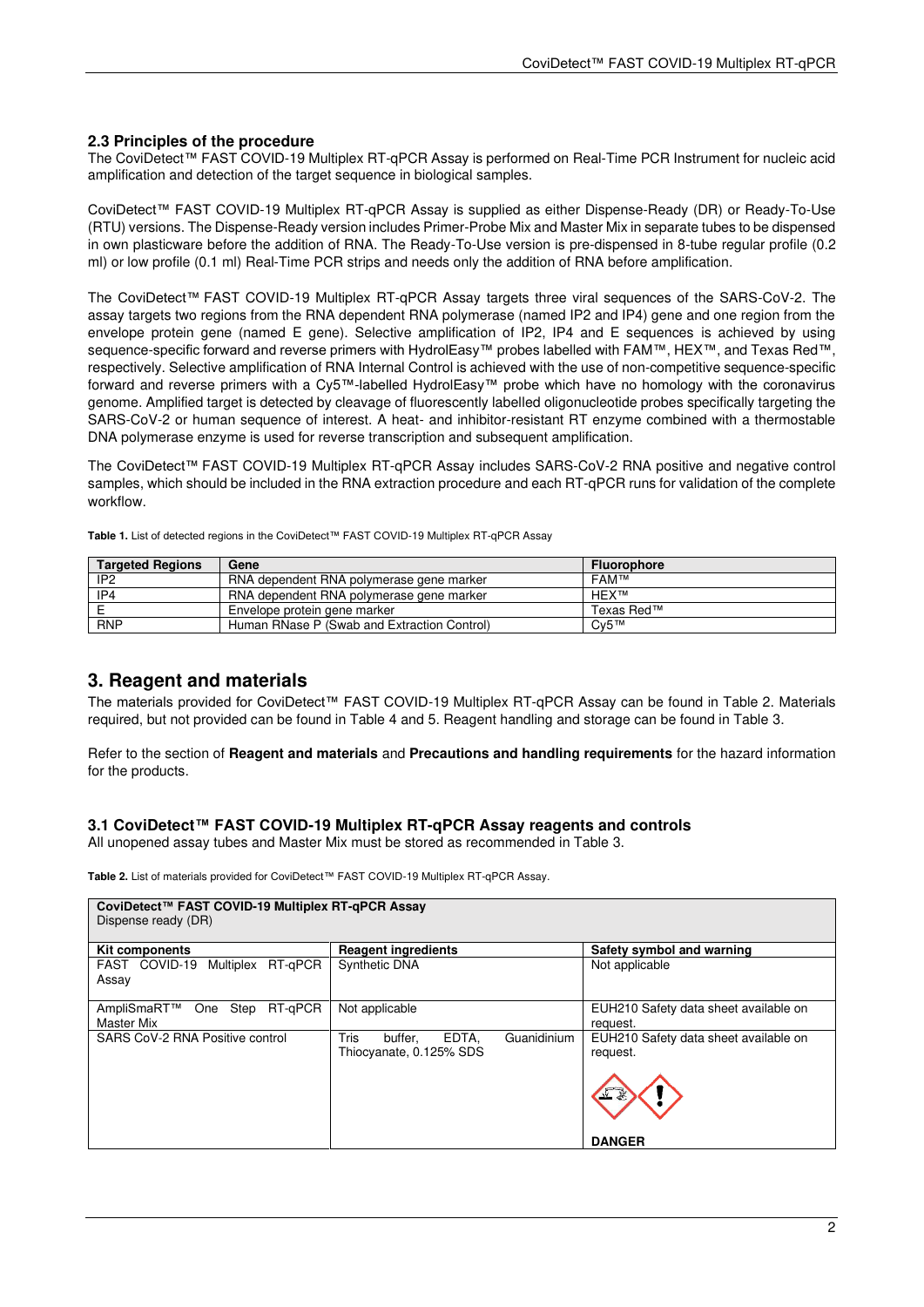### 2.3 Principles of the procedure

The CoviDetect™ FAST COVID-19 Multiplex RT-qPCR Assay is performed on Real-Time PCR Instrument for nucleic acid amplification and detection of the target sequence in biological samples.

CoviDetect™ FAST COVID-19 Multiplex RT-qPCR Assay is supplied as either Dispense-Ready (DR) or Ready-To-Use (RTU) versions. The Dispense-Ready version includes Primer-Probe Mix and Master Mix in separate tubes to be dispensed in own plasticware before the addition of RNA. The Ready-To-Use version is pre-dispensed in 8-tube regular profile (0.2 ml) or low profile (0.1 ml) Real-Time PCR strips and needs only the addition of RNA before amplification.

The CoviDetect™ FAST COVID-19 Multiplex RT-qPCR Assay targets three viral sequences of the SARS-CoV-2. The assay targets two regions from the RNA dependent RNA polymerase (named IP2 and IP4) gene and one region from the envelope protein gene (named E gene). Selective amplification of IP2, IP4 and E sequences is achieved by using sequence-specific forward and reverse primers with HydrolEasy™ probes labelled with FAM™, HEX™, and Texas Red™, respectively. Selective amplification of RNA Internal Control is achieved with the use of non-competitive sequence-specific forward and reverse primers with a Cy5™-labelled HydrolEasy™ probe which have no homology with the coronavirus genome. Amplified target is detected by cleavage of fluorescently labelled oligonucleotide probes specifically targeting the SARS-CoV-2 or human sequence of interest. A heat- and inhibitor-resistant RT enzyme combined with a thermostable DNA polymerase enzyme is used for reverse transcription and subsequent amplification.

The CoviDetect™ FAST COVID-19 Multiplex RT-qPCR Assay includes SARS-CoV-2 RNA positive and negative control samples, which should be included in the RNA extraction procedure and each RT-qPCR runs for validation of the complete workflow.

**Table 1.** List of detected regions in the CoviDetect™ FAST COVID-19 Multiplex RT-qPCR Assay

| Targeted Regions | Gene | Fluorophore |
|---|---|---|
| IP2 | RNA dependent RNA polymerase gene marker | FAM™ |
| IP4 | RNA dependent RNA polymerase gene marker | HEX™ |
| E | Envelope protein gene marker | Texas Red™ |
| RNP | Human RNase P (Swab and Extraction Control) | Cy5™ |

## 3. Reagent and materials

The materials provided for CoviDetect™ FAST COVID-19 Multiplex RT-qPCR Assay can be found in Table 2. Materials required, but not provided can be found in Table 4 and 5. Reagent handling and storage can be found in Table 3.

Refer to the section of **Reagent and materials** and **Precautions and handling requirements** for the hazard information for the products.

### 3.1 CoviDetect™ FAST COVID-19 Multiplex RT-qPCR Assay reagents and controls

All unopened assay tubes and Master Mix must be stored as recommended in Table 3.

**Table 2.** List of materials provided for CoviDetect™ FAST COVID-19 Multiplex RT-qPCR Assay.

| **CoviDetect™ FAST COVID-19 Multiplex RT-qPCR Assay** Dispense ready (DR) | | |
|---|---|---|
| **Kit components** | **Reagent ingredients** | **Safety symbol and warning** |
| FAST COVID-19 Multiplex RT-qPCR Assay | Synthetic DNA | Not applicable |
| AmpliSmaRT™ One Step RT-qPCR Master Mix | Not applicable | EUH210 Safety data sheet available on request. |
| SARS CoV-2 RNA Positive control | Tris buffer, EDTA, Guanidinium Thiocyanate, 0.125% SDS | EUH210 Safety data sheet available on request. **DANGER** |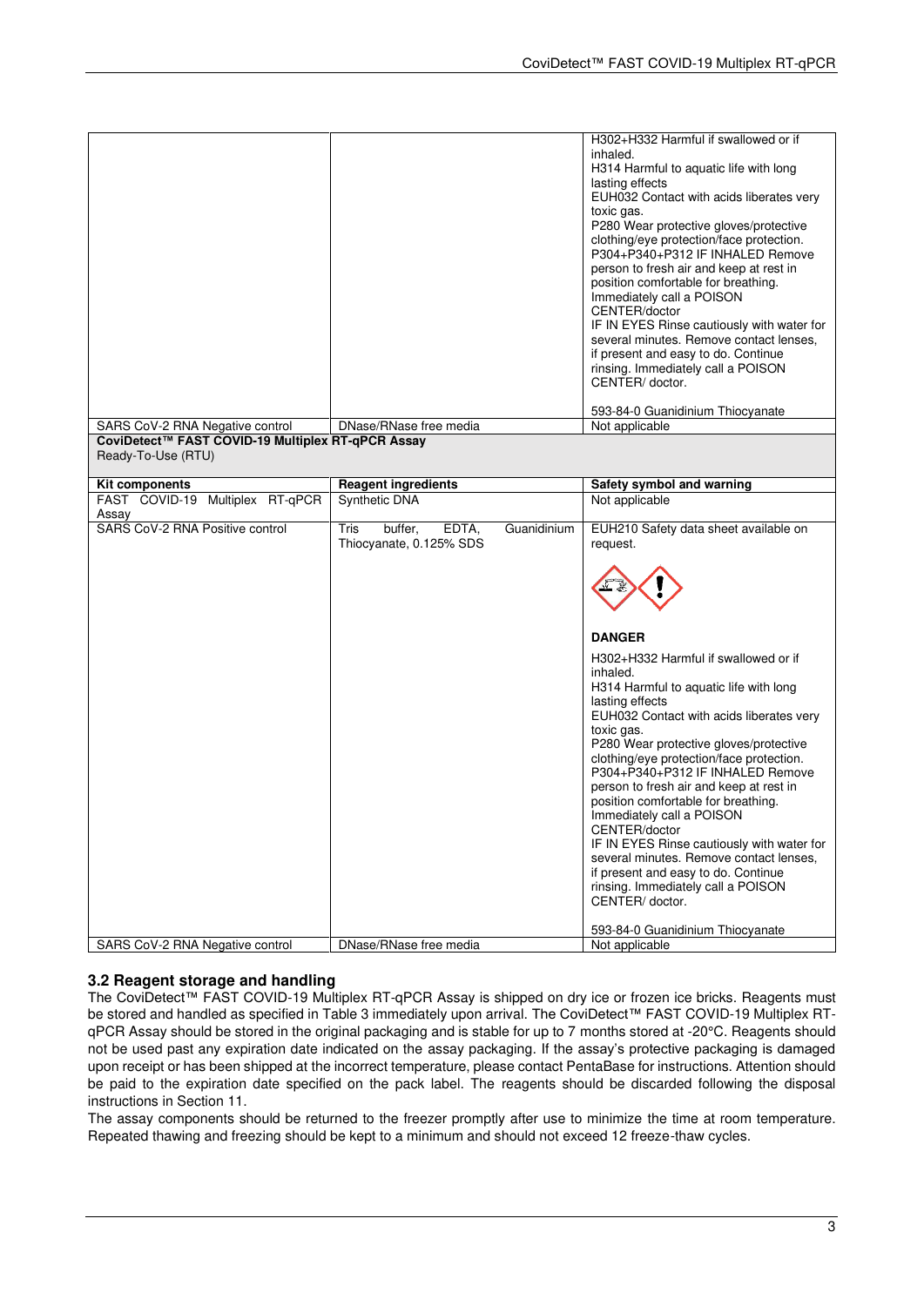| | | |
|---|---|---|
| | | H302+H332 Harmful if swallowed or if inhaled.<br>H314 Harmful to aquatic life with long lasting effects<br>EUH032 Contact with acids liberates very toxic gas.<br>P280 Wear protective gloves/protective clothing/eye protection/face protection.<br>P304+P340+P312 IF INHALED Remove person to fresh air and keep at rest in position comfortable for breathing. Immediately call a POISON CENTER/doctor<br>IF IN EYES Rinse cautiously with water for several minutes. Remove contact lenses, if present and easy to do. Continue rinsing. Immediately call a POISON CENTER/ doctor.<br><br>593-84-0 Guanidinium Thiocyanate |
| SARS CoV-2 RNA Negative control | DNase/RNase free media | Not applicable |
| **CoviDetect™ FAST COVID-19 Multiplex RT-qPCR Assay**<br>Ready-To-Use (RTU) | | |
| **Kit components** | **Reagent ingredients** | **Safety symbol and warning** |
| FAST COVID-19 Multiplex RT-qPCR Assay | Synthetic DNA | Not applicable |
| SARS CoV-2 RNA Positive control | Tris buffer, EDTA, Guanidinium Thiocyanate, 0.125% SDS | EUH210 Safety data sheet available on request.<br><br>**DANGER**<br><br>H302+H332 Harmful if swallowed or if inhaled.<br>H314 Harmful to aquatic life with long lasting effects<br>EUH032 Contact with acids liberates very toxic gas.<br>P280 Wear protective gloves/protective clothing/eye protection/face protection.<br>P304+P340+P312 IF INHALED Remove person to fresh air and keep at rest in position comfortable for breathing. Immediately call a POISON CENTER/doctor<br>IF IN EYES Rinse cautiously with water for several minutes. Remove contact lenses, if present and easy to do. Continue rinsing. Immediately call a POISON CENTER/ doctor.<br><br>593-84-0 Guanidinium Thiocyanate |
| SARS CoV-2 RNA Negative control | DNase/RNase free media | Not applicable |

### 3.2 Reagent storage and handling

The CoviDetect™ FAST COVID-19 Multiplex RT-qPCR Assay is shipped on dry ice or frozen ice bricks. Reagents must be stored and handled as specified in Table 3 immediately upon arrival. The CoviDetect™ FAST COVID-19 Multiplex RT-qPCR Assay should be stored in the original packaging and is stable for up to 7 months stored at -20°C. Reagents should not be used past any expiration date indicated on the assay packaging. If the assay's protective packaging is damaged upon receipt or has been shipped at the incorrect temperature, please contact PentaBase for instructions. Attention should be paid to the expiration date specified on the pack label. The reagents should be discarded following the disposal instructions in Section 11.

The assay components should be returned to the freezer promptly after use to minimize the time at room temperature. Repeated thawing and freezing should be kept to a minimum and should not exceed 12 freeze-thaw cycles.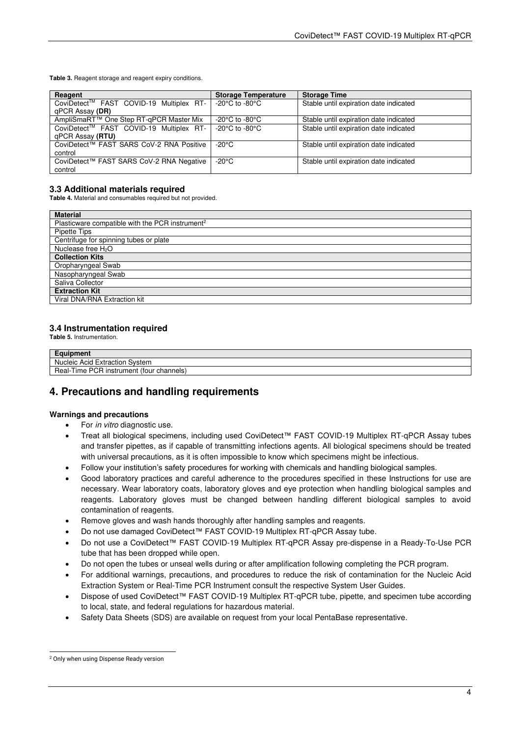**Table 3.** Reagent storage and reagent expiry conditions.

| Reagent | Storage Temperature | Storage Time |
|---|---|---|
| CoviDetect™ FAST COVID-19 Multiplex RT-qPCR Assay **(DR)** | -20°C to -80°C | Stable until expiration date indicated |
| AmpliSmaRT™ One Step RT-qPCR Master Mix | -20°C to -80°C | Stable until expiration date indicated |
| CoviDetect™ FAST COVID-19 Multiplex RT-qPCR Assay **(RTU)** | -20°C to -80°C | Stable until expiration date indicated |
| CoviDetect™ FAST SARS CoV-2 RNA Positive control | -20°C | Stable until expiration date indicated |
| CoviDetect™ FAST SARS CoV-2 RNA Negative control | -20°C | Stable until expiration date indicated |

### 3.3 Additional materials required

**Table 4.** Material and consumables required but not provided.

| Material |
|---|
| Plasticware compatible with the PCR instrument[2] |
| Pipette Tips |
| Centrifuge for spinning tubes or plate |
| Nuclease free $H_2O$ |
| **Collection Kits** |
| Oropharyngeal Swab |
| Nasopharyngeal Swab |
| Saliva Collector |
| **Extraction Kit** |
| Viral DNA/RNA Extraction kit |

### 3.4 Instrumentation required

**Table 5.** Instrumentation.

| Equipment |
|---|
| Nucleic Acid Extraction System |
| Real-Time PCR instrument (four channels) |

## 4. Precautions and handling requirements

**Warnings and precautions**

- For *in vitro* diagnostic use.
- Treat all biological specimens, including used CoviDetect™ FAST COVID-19 Multiplex RT-qPCR Assay tubes and transfer pipettes, as if capable of transmitting infections agents. All biological specimens should be treated with universal precautions, as it is often impossible to know which specimens might be infectious.
- Follow your institution's safety procedures for working with chemicals and handling biological samples.
- Good laboratory practices and careful adherence to the procedures specified in these Instructions for use are necessary. Wear laboratory coats, laboratory gloves and eye protection when handling biological samples and reagents. Laboratory gloves must be changed between handling different biological samples to avoid contamination of reagents.
- Remove gloves and wash hands thoroughly after handling samples and reagents.
- Do not use damaged CoviDetect™ FAST COVID-19 Multiplex RT-qPCR Assay tube.
- Do not use a CoviDetect™ FAST COVID-19 Multiplex RT-qPCR Assay pre-dispense in a Ready-To-Use PCR tube that has been dropped while open.
- Do not open the tubes or unseal wells during or after amplification following completing the PCR program.
- For additional warnings, precautions, and procedures to reduce the risk of contamination for the Nucleic Acid Extraction System or Real-Time PCR Instrument consult the respective System User Guides.
- Dispose of used CoviDetect™ FAST COVID-19 Multiplex RT-qPCR tube, pipette, and specimen tube according to local, state, and federal regulations for hazardous material.
- Safety Data Sheets (SDS) are available on request from your local PentaBase representative.

[2] Only when using Dispense Ready version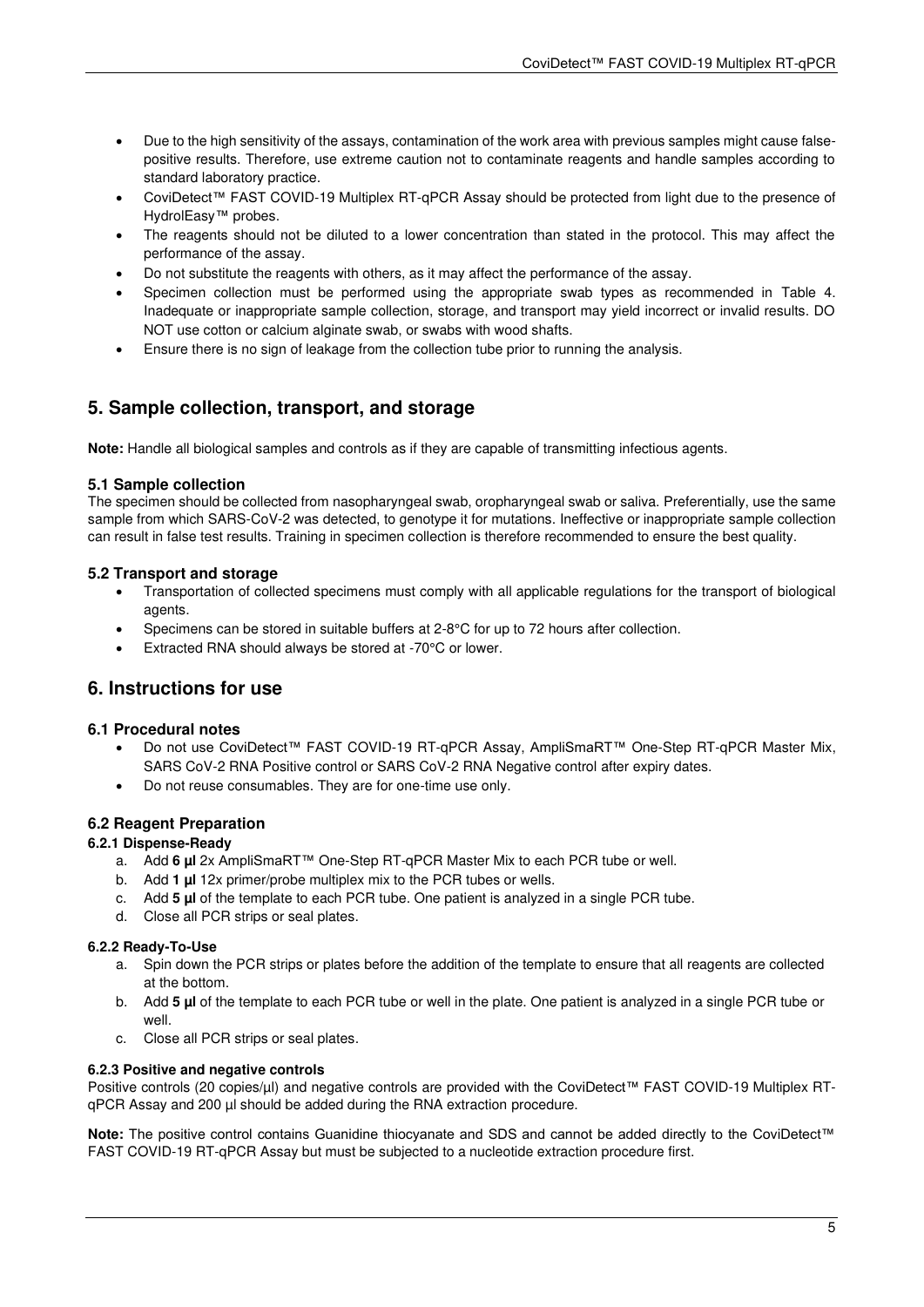- Due to the high sensitivity of the assays, contamination of the work area with previous samples might cause false-positive results. Therefore, use extreme caution not to contaminate reagents and handle samples according to standard laboratory practice.
- CoviDetect™ FAST COVID-19 Multiplex RT-qPCR Assay should be protected from light due to the presence of HydrolEasy™ probes.
- The reagents should not be diluted to a lower concentration than stated in the protocol. This may affect the performance of the assay.
- Do not substitute the reagents with others, as it may affect the performance of the assay.
- Specimen collection must be performed using the appropriate swab types as recommended in Table 4. Inadequate or inappropriate sample collection, storage, and transport may yield incorrect or invalid results. DO NOT use cotton or calcium alginate swab, or swabs with wood shafts.
- Ensure there is no sign of leakage from the collection tube prior to running the analysis.

## 5. Sample collection, transport, and storage

**Note:** Handle all biological samples and controls as if they are capable of transmitting infectious agents.

### 5.1 Sample collection

The specimen should be collected from nasopharyngeal swab, oropharyngeal swab or saliva. Preferentially, use the same sample from which SARS-CoV-2 was detected, to genotype it for mutations. Ineffective or inappropriate sample collection can result in false test results. Training in specimen collection is therefore recommended to ensure the best quality.

### 5.2 Transport and storage

- Transportation of collected specimens must comply with all applicable regulations for the transport of biological agents.
- Specimens can be stored in suitable buffers at 2-8°C for up to 72 hours after collection.
- Extracted RNA should always be stored at -70°C or lower.

## 6. Instructions for use

### 6.1 Procedural notes

- Do not use CoviDetect™ FAST COVID-19 RT-qPCR Assay, AmpliSmaRT™ One-Step RT-qPCR Master Mix, SARS CoV-2 RNA Positive control or SARS CoV-2 RNA Negative control after expiry dates.
- Do not reuse consumables. They are for one-time use only.

### 6.2 Reagent Preparation

#### 6.2.1 Dispense-Ready

a. Add **6 µl** 2x AmpliSmaRT™ One-Step RT-qPCR Master Mix to each PCR tube or well.
b. Add **1 µl** 12x primer/probe multiplex mix to the PCR tubes or wells.
c. Add **5 µl** of the template to each PCR tube. One patient is analyzed in a single PCR tube.
d. Close all PCR strips or seal plates.

#### 6.2.2 Ready-To-Use

a. Spin down the PCR strips or plates before the addition of the template to ensure that all reagents are collected at the bottom.
b. Add **5 µl** of the template to each PCR tube or well in the plate. One patient is analyzed in a single PCR tube or well.
c. Close all PCR strips or seal plates.

#### 6.2.3 Positive and negative controls

Positive controls (20 copies/µl) and negative controls are provided with the CoviDetect™ FAST COVID-19 Multiplex RT-qPCR Assay and 200 µl should be added during the RNA extraction procedure.

**Note:** The positive control contains Guanidine thiocyanate and SDS and cannot be added directly to the CoviDetect™ FAST COVID-19 RT-qPCR Assay but must be subjected to a nucleotide extraction procedure first.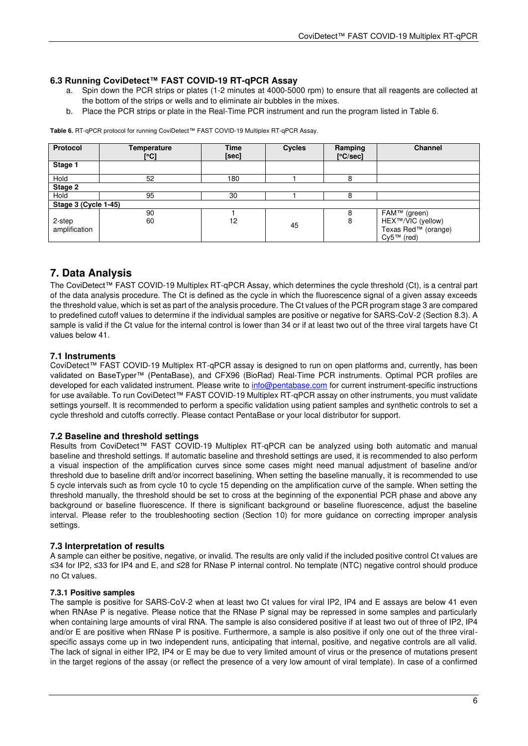### 6.3 Running CoviDetect™ FAST COVID-19 RT-qPCR Assay

a. Spin down the PCR strips or plates (1-2 minutes at 4000-5000 rpm) to ensure that all reagents are collected at the bottom of the strips or wells and to eliminate air bubbles in the mixes.
b. Place the PCR strips or plate in the Real-Time PCR instrument and run the program listed in Table 6.

**Table 6.** RT-qPCR protocol for running CoviDetect™ FAST COVID-19 Multiplex RT-qPCR Assay.

| Protocol | Temperature [°C] | Time [sec] | Cycles | Ramping [°C/sec] | Channel |
|---|---|---|---|---|---|
| **Stage 1** | | | | | |
| Hold | 52 | 180 | 1 | 8 | |
| **Stage 2** | | | | | |
| Hold | 95 | 30 | 1 | 8 | |
| **Stage 3 (Cycle 1-45)** | | | | | |
| 2-step amplification | 90<br>60 | 1<br>12 | 45 | 8<br>8 | FAM™ (green)<br>HEX™/VIC (yellow)<br>Texas Red™ (orange)<br>Cy5™ (red) |

## 7. Data Analysis

The CoviDetect™ FAST COVID-19 Multiplex RT-qPCR Assay, which determines the cycle threshold (Ct), is a central part of the data analysis procedure. The Ct is defined as the cycle in which the fluorescence signal of a given assay exceeds the threshold value, which is set as part of the analysis procedure. The Ct values of the PCR program stage 3 are compared to predefined cutoff values to determine if the individual samples are positive or negative for SARS-CoV-2 (Section 8.3). A sample is valid if the Ct value for the internal control is lower than 34 or if at least two out of the three viral targets have Ct values below 41.

### 7.1 Instruments

CoviDetect™ FAST COVID-19 Multiplex RT-qPCR assay is designed to run on open platforms and, currently, has been validated on BaseTyper™ (PentaBase), and CFX96 (BioRad) Real-Time PCR instruments. Optimal PCR profiles are developed for each validated instrument. Please write to info@pentabase.com for current instrument-specific instructions for use available. To run CoviDetect™ FAST COVID-19 Multiplex RT-qPCR assay on other instruments, you must validate settings yourself. It is recommended to perform a specific validation using patient samples and synthetic controls to set a cycle threshold and cutoffs correctly. Please contact PentaBase or your local distributor for support.

### 7.2 Baseline and threshold settings

Results from CoviDetect™ FAST COVID-19 Multiplex RT-qPCR can be analyzed using both automatic and manual baseline and threshold settings. If automatic baseline and threshold settings are used, it is recommended to also perform a visual inspection of the amplification curves since some cases might need manual adjustment of baseline and/or threshold due to baseline drift and/or incorrect baselining. When setting the baseline manually, it is recommended to use 5 cycle intervals such as from cycle 10 to cycle 15 depending on the amplification curve of the sample. When setting the threshold manually, the threshold should be set to cross at the beginning of the exponential PCR phase and above any background or baseline fluorescence. If there is significant background or baseline fluorescence, adjust the baseline interval. Please refer to the troubleshooting section (Section 10) for more guidance on correcting improper analysis settings.

### 7.3 Interpretation of results

A sample can either be positive, negative, or invalid. The results are only valid if the included positive control Ct values are ≤34 for IP2, ≤33 for IP4 and E, and ≤28 for RNase P internal control. No template (NTC) negative control should produce no Ct values.

#### 7.3.1 Positive samples

The sample is positive for SARS-CoV-2 when at least two Ct values for viral IP2, IP4 and E assays are below 41 even when RNAse P is negative. Please notice that the RNase P signal may be repressed in some samples and particularly when containing large amounts of viral RNA. The sample is also considered positive if at least two out of three of IP2, IP4 and/or E are positive when RNase P is positive. Furthermore, a sample is also positive if only one out of the three viral-specific assays come up in two independent runs, anticipating that internal, positive, and negative controls are all valid. The lack of signal in either IP2, IP4 or E may be due to very limited amount of virus or the presence of mutations present in the target regions of the assay (or reflect the presence of a very low amount of viral template). In case of a confirmed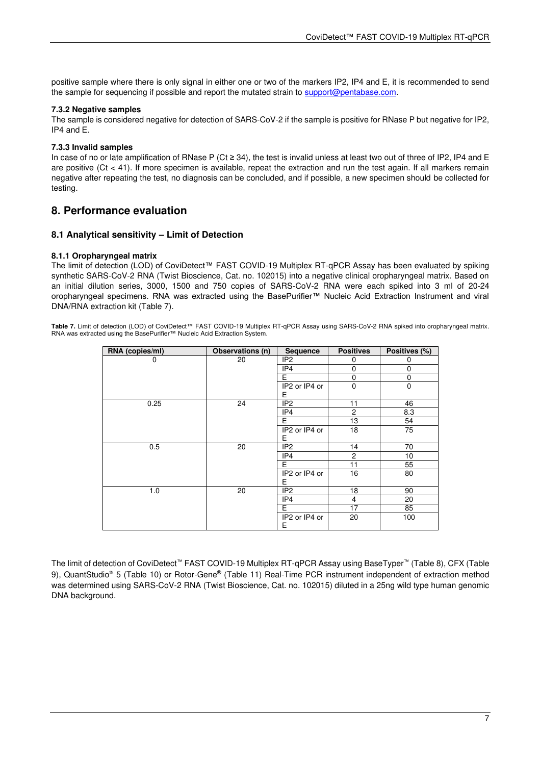positive sample where there is only signal in either one or two of the markers IP2, IP4 and E, it is recommended to send the sample for sequencing if possible and report the mutated strain to support@pentabase.com.

#### 7.3.2 Negative samples

The sample is considered negative for detection of SARS-CoV-2 if the sample is positive for RNase P but negative for IP2, IP4 and E.

#### 7.3.3 Invalid samples

In case of no or late amplification of RNase P (Ct ≥ 34), the test is invalid unless at least two out of three of IP2, IP4 and E are positive (Ct < 41). If more specimen is available, repeat the extraction and run the test again. If all markers remain negative after repeating the test, no diagnosis can be concluded, and if possible, a new specimen should be collected for testing.

## 8. Performance evaluation

### 8.1 Analytical sensitivity – Limit of Detection

#### 8.1.1 Oropharyngeal matrix

The limit of detection (LOD) of CoviDetect™ FAST COVID-19 Multiplex RT-qPCR Assay has been evaluated by spiking synthetic SARS-CoV-2 RNA (Twist Bioscience, Cat. no. 102015) into a negative clinical oropharyngeal matrix. Based on an initial dilution series, 3000, 1500 and 750 copies of SARS-CoV-2 RNA were each spiked into 3 ml of 20-24 oropharyngeal specimens. RNA was extracted using the BasePurifier™ Nucleic Acid Extraction Instrument and viral DNA/RNA extraction kit (Table 7).

**Table 7.** Limit of detection (LOD) of CoviDetect™ FAST COVID-19 Multiplex RT-qPCR Assay using SARS-CoV-2 RNA spiked into oropharyngeal matrix. RNA was extracted using the BasePurifier™ Nucleic Acid Extraction System.

| RNA (copies/ml) | Observations (n) | Sequence | Positives | Positives (%) |
|---|---|---|---|---|
| 0 | 20 | IP2 | 0 | 0 |
| | | IP4 | 0 | 0 |
| | | E | 0 | 0 |
| | | IP2 or IP4 or E | 0 | 0 |
| 0.25 | 24 | IP2 | 11 | 46 |
| | | IP4 | 2 | 8.3 |
| | | E | 13 | 54 |
| | | IP2 or IP4 or E | 18 | 75 |
| 0.5 | 20 | IP2 | 14 | 70 |
| | | IP4 | 2 | 10 |
| | | E | 11 | 55 |
| | | IP2 or IP4 or E | 16 | 80 |
| 1.0 | 20 | IP2 | 18 | 90 |
| | | IP4 | 4 | 20 |
| | | E | 17 | 85 |
| | | IP2 or IP4 or E | 20 | 100 |

The limit of detection of CoviDetect™ FAST COVID-19 Multiplex RT-qPCR Assay using BaseTyper™ (Table 8), CFX (Table 9), QuantStudio™ 5 (Table 10) or Rotor-Gene® (Table 11) Real-Time PCR instrument independent of extraction method was determined using SARS-CoV-2 RNA (Twist Bioscience, Cat. no. 102015) diluted in a 25ng wild type human genomic DNA background.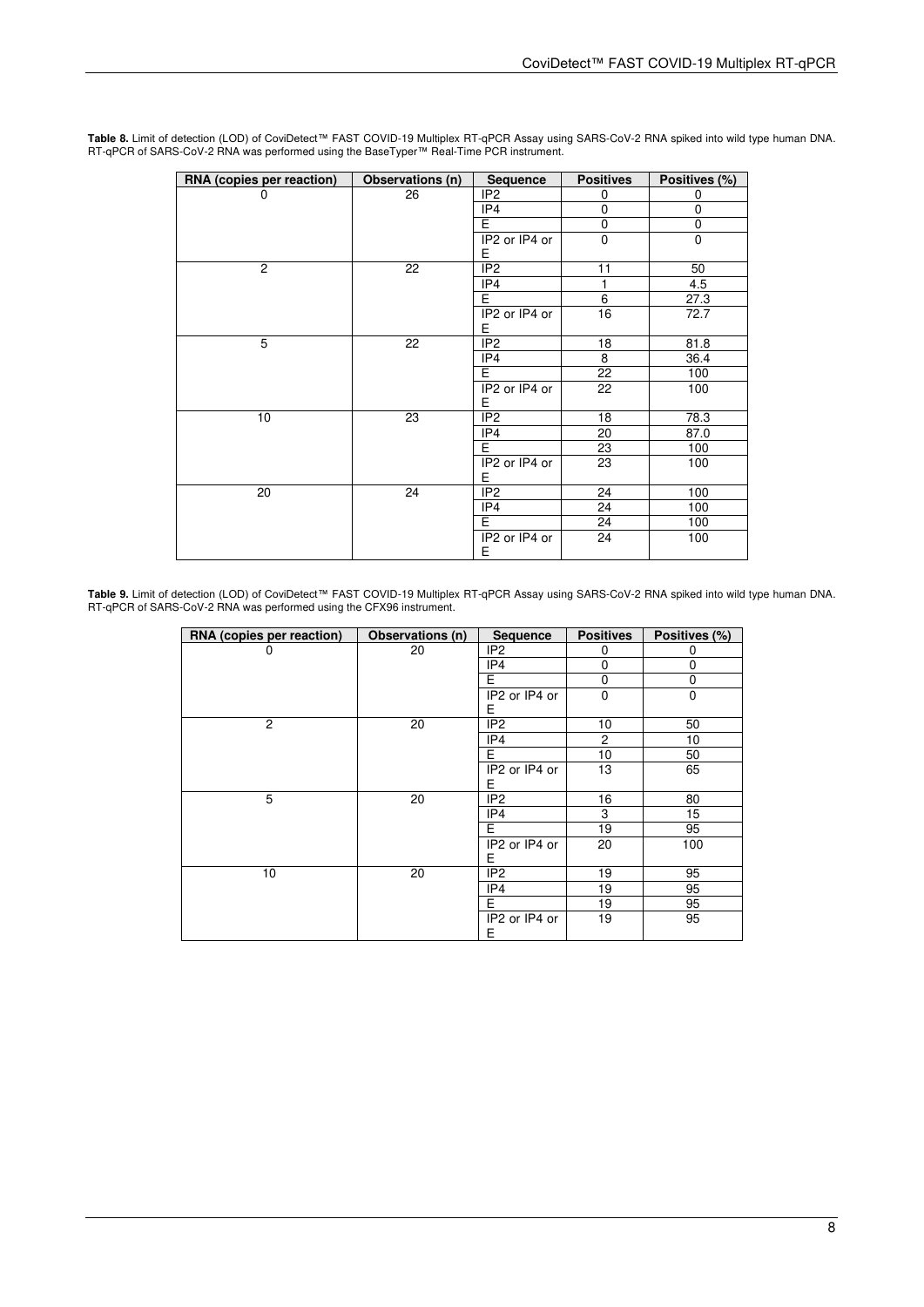**Table 8.** Limit of detection (LOD) of CoviDetect™ FAST COVID-19 Multiplex RT-qPCR Assay using SARS-CoV-2 RNA spiked into wild type human DNA. RT-qPCR of SARS-CoV-2 RNA was performed using the BaseTyper™ Real-Time PCR instrument.

| RNA (copies per reaction) | Observations (n) | Sequence | Positives | Positives (%) |
|---|---|---|---|---|
| 0 | 26 | IP2 | 0 | 0 |
| | | IP4 | 0 | 0 |
| | | E | 0 | 0 |
| | | IP2 or IP4 or E | 0 | 0 |
| 2 | 22 | IP2 | 11 | 50 |
| | | IP4 | 1 | 4.5 |
| | | E | 6 | 27.3 |
| | | IP2 or IP4 or E | 16 | 72.7 |
| 5 | 22 | IP2 | 18 | 81.8 |
| | | IP4 | 8 | 36.4 |
| | | E | 22 | 100 |
| | | IP2 or IP4 or E | 22 | 100 |
| 10 | 23 | IP2 | 18 | 78.3 |
| | | IP4 | 20 | 87.0 |
| | | E | 23 | 100 |
| | | IP2 or IP4 or E | 23 | 100 |
| 20 | 24 | IP2 | 24 | 100 |
| | | IP4 | 24 | 100 |
| | | E | 24 | 100 |
| | | IP2 or IP4 or E | 24 | 100 |

**Table 9.** Limit of detection (LOD) of CoviDetect™ FAST COVID-19 Multiplex RT-qPCR Assay using SARS-CoV-2 RNA spiked into wild type human DNA. RT-qPCR of SARS-CoV-2 RNA was performed using the CFX96 instrument.

| RNA (copies per reaction) | Observations (n) | Sequence | Positives | Positives (%) |
|---|---|---|---|---|
| 0 | 20 | IP2 | 0 | 0 |
| | | IP4 | 0 | 0 |
| | | E | 0 | 0 |
| | | IP2 or IP4 or E | 0 | 0 |
| 2 | 20 | IP2 | 10 | 50 |
| | | IP4 | 2 | 10 |
| | | E | 10 | 50 |
| | | IP2 or IP4 or E | 13 | 65 |
| 5 | 20 | IP2 | 16 | 80 |
| | | IP4 | 3 | 15 |
| | | E | 19 | 95 |
| | | IP2 or IP4 or E | 20 | 100 |
| 10 | 20 | IP2 | 19 | 95 |
| | | IP4 | 19 | 95 |
| | | E | 19 | 95 |
| | | IP2 or IP4 or E | 19 | 95 |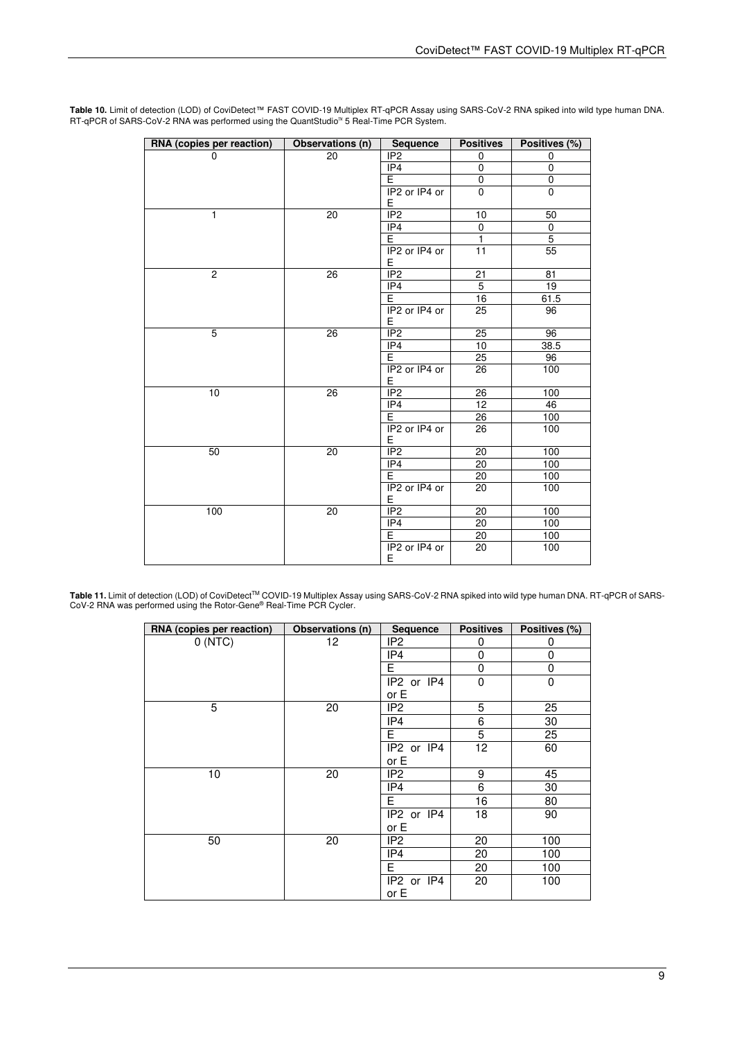**Table 10.** Limit of detection (LOD) of CoviDetect™ FAST COVID-19 Multiplex RT-qPCR Assay using SARS-CoV-2 RNA spiked into wild type human DNA. RT-qPCR of SARS-CoV-2 RNA was performed using the QuantStudio™ 5 Real-Time PCR System.

| RNA (copies per reaction) | Observations (n) | Sequence | Positives | Positives (%) |
|---|---|---|---|---|
| 0 | 20 | IP2 | 0 | 0 |
| | | IP4 | 0 | 0 |
| | | E | 0 | 0 |
| | | IP2 or IP4 or E | 0 | 0 |
| 1 | 20 | IP2 | 10 | 50 |
| | | IP4 | 0 | 0 |
| | | E | 1 | 5 |
| | | IP2 or IP4 or E | 11 | 55 |
| 2 | 26 | IP2 | 21 | 81 |
| | | IP4 | 5 | 19 |
| | | E | 16 | 61.5 |
| | | IP2 or IP4 or E | 25 | 96 |
| 5 | 26 | IP2 | 25 | 96 |
| | | IP4 | 10 | 38.5 |
| | | E | 25 | 96 |
| | | IP2 or IP4 or E | 26 | 100 |
| 10 | 26 | IP2 | 26 | 100 |
| | | IP4 | 12 | 46 |
| | | E | 26 | 100 |
| | | IP2 or IP4 or E | 26 | 100 |
| 50 | 20 | IP2 | 20 | 100 |
| | | IP4 | 20 | 100 |
| | | E | 20 | 100 |
| | | IP2 or IP4 or E | 20 | 100 |
| 100 | 20 | IP2 | 20 | 100 |
| | | IP4 | 20 | 100 |
| | | E | 20 | 100 |
| | | IP2 or IP4 or E | 20 | 100 |

**Table 11.** Limit of detection (LOD) of CoviDetect™ COVID-19 Multiplex Assay using SARS-CoV-2 RNA spiked into wild type human DNA. RT-qPCR of SARS-CoV-2 RNA was performed using the Rotor-Gene® Real-Time PCR Cycler.

| RNA (copies per reaction) | Observations (n) | Sequence | Positives | Positives (%) |
|---|---|---|---|---|
| 0 (NTC) | 12 | IP2 | 0 | 0 |
| | | IP4 | 0 | 0 |
| | | E | 0 | 0 |
| | | IP2 or IP4 or E | 0 | 0 |
| 5 | 20 | IP2 | 5 | 25 |
| | | IP4 | 6 | 30 |
| | | E | 5 | 25 |
| | | IP2 or IP4 or E | 12 | 60 |
| 10 | 20 | IP2 | 9 | 45 |
| | | IP4 | 6 | 30 |
| | | E | 16 | 80 |
| | | IP2 or IP4 or E | 18 | 90 |
| 50 | 20 | IP2 | 20 | 100 |
| | | IP4 | 20 | 100 |
| | | E | 20 | 100 |
| | | IP2 or IP4 or E | 20 | 100 |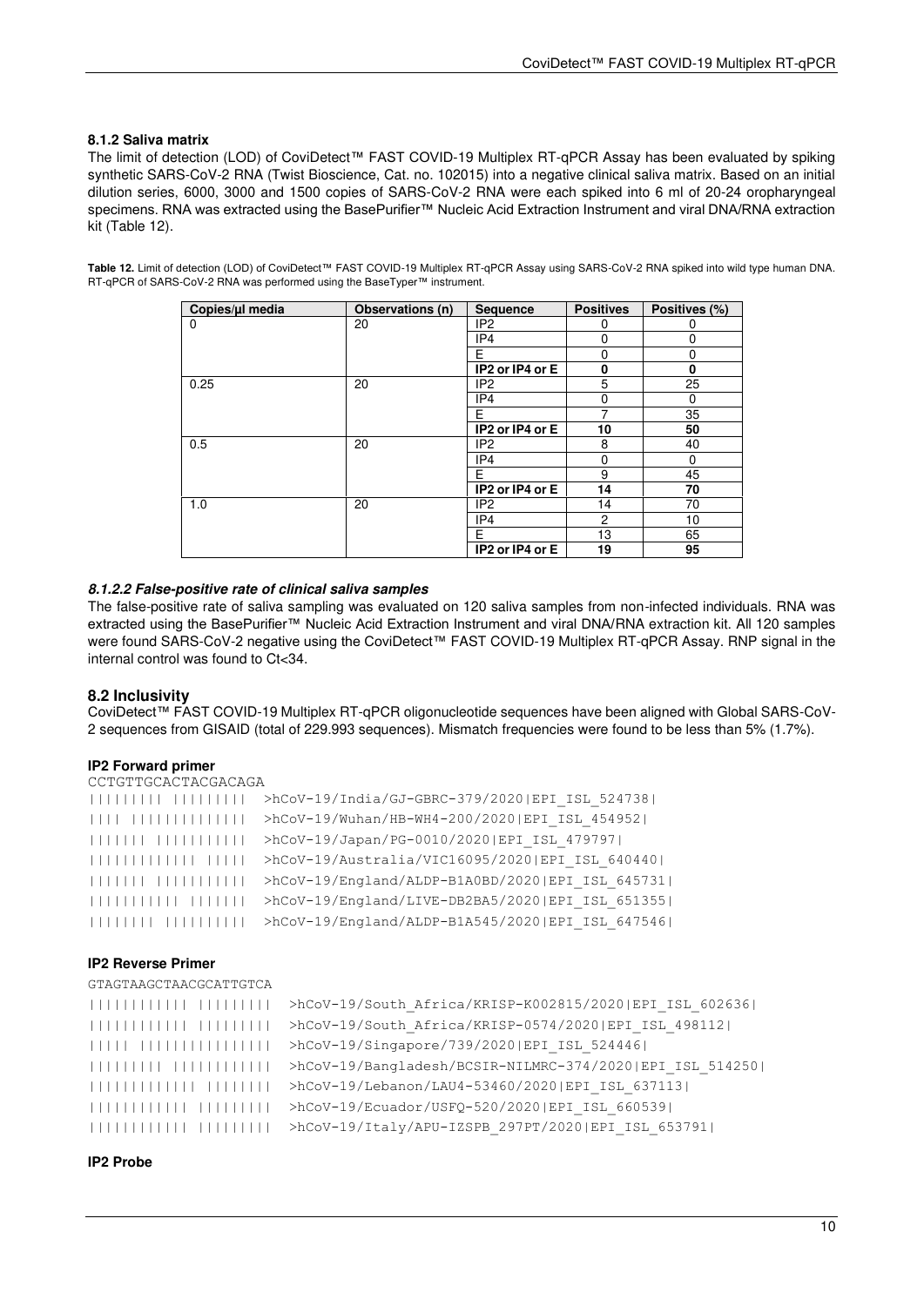#### 8.1.2 Saliva matrix

The limit of detection (LOD) of CoviDetect™ FAST COVID-19 Multiplex RT-qPCR Assay has been evaluated by spiking synthetic SARS-CoV-2 RNA (Twist Bioscience, Cat. no. 102015) into a negative clinical saliva matrix. Based on an initial dilution series, 6000, 3000 and 1500 copies of SARS-CoV-2 RNA were each spiked into 6 ml of 20-24 oropharyngeal specimens. RNA was extracted using the BasePurifier™ Nucleic Acid Extraction Instrument and viral DNA/RNA extraction kit (Table 12).

**Table 12.** Limit of detection (LOD) of CoviDetect™ FAST COVID-19 Multiplex RT-qPCR Assay using SARS-CoV-2 RNA spiked into wild type human DNA. RT-qPCR of SARS-CoV-2 RNA was performed using the BaseTyper™ instrument.

| Copies/µl media | Observations (n) | Sequence | Positives | Positives (%) |
|---|---|---|---|---|
| 0 | 20 | IP2 | 0 | 0 |
| | | IP4 | 0 | 0 |
| | | E | 0 | 0 |
| | | **IP2 or IP4 or E** | **0** | **0** |
| 0.25 | 20 | IP2 | 5 | 25 |
| | | IP4 | 0 | 0 |
| | | E | 7 | 35 |
| | | **IP2 or IP4 or E** | **10** | **50** |
| 0.5 | 20 | IP2 | 8 | 40 |
| | | IP4 | 0 | 0 |
| | | E | 9 | 45 |
| | | **IP2 or IP4 or E** | **14** | **70** |
| 1.0 | 20 | IP2 | 14 | 70 |
| | | IP4 | 2 | 10 |
| | | E | 13 | 65 |
| | | **IP2 or IP4 or E** | **19** | **95** |

##### *8.1.2.2 False-positive rate of clinical saliva samples*

The false-positive rate of saliva sampling was evaluated on 120 saliva samples from non-infected individuals. RNA was extracted using the BasePurifier™ Nucleic Acid Extraction Instrument and viral DNA/RNA extraction kit. All 120 samples were found SARS-CoV-2 negative using the CoviDetect™ FAST COVID-19 Multiplex RT-qPCR Assay. RNP signal in the internal control was found to Ct<34.

### 8.2 Inclusivity

CoviDetect™ FAST COVID-19 Multiplex RT-qPCR oligonucleotide sequences have been aligned with Global SARS-CoV-2 sequences from GISAID (total of 229.993 sequences). Mismatch frequencies were found to be less than 5% (1.7%).

**IP2 Forward primer**

```
CCTGTTGCACTACGACAGA
|||||||| |||||||||  >hCoV-19/India/GJ-GBRC-379/2020|EPI_ISL_524738|
|||| ||||||||||||||  >hCoV-19/Wuhan/HB-WH4-200/2020|EPI_ISL_454952|
||||||| ||||||||||  >hCoV-19/Japan/PG-0010/2020|EPI_ISL_479797|
||||||||||||| |||||  >hCoV-19/Australia/VIC16095/2020|EPI_ISL_640440|
||||||| ||||||||||  >hCoV-19/England/ALDP-B1A0BD/2020|EPI_ISL_645731|
|||||||||| ||||||  >hCoV-19/England/LIVE-DB2BA5/2020|EPI_ISL_651355|
||||||| |||||||||  >hCoV-19/England/ALDP-B1A545/2020|EPI_ISL_647546|
```

**IP2 Reverse Primer**

```
GTAGTAAGCTAACGCATTGTCA
||||||||||| ||||||||  >hCoV-19/South_Africa/KRISP-K002815/2020|EPI_ISL_602636|
||||||||||| ||||||||  >hCoV-19/South_Africa/KRISP-0574/2020|EPI_ISL_498112|
||||| |||||||||||||||  >hCoV-19/Singapore/739/2020|EPI_ISL_524446|
|||||||| |||||||||||  >hCoV-19/Bangladesh/BCSIR-NILMRC-374/2020|EPI_ISL_514250|
|||||||||||| |||||||  >hCoV-19/Lebanon/LAU4-53460/2020|EPI_ISL_637113|
||||||||||| ||||||||  >hCoV-19/Ecuador/USFQ-520/2020|EPI_ISL_660539|
||||||||||| ||||||||  >hCoV-19/Italy/APU-IZSPB_297PT/2020|EPI_ISL_653791|
```

**IP2 Probe**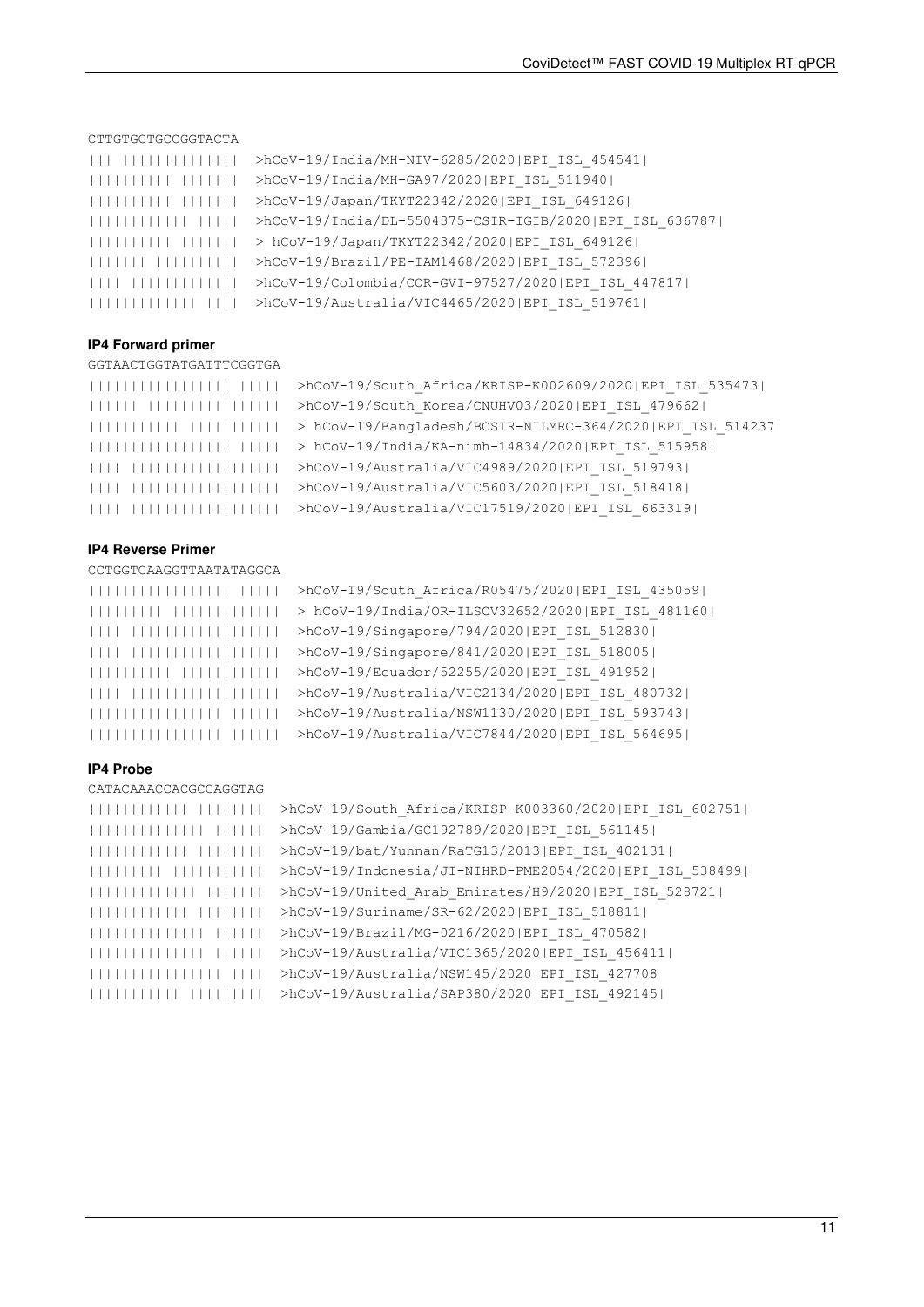```
CTTGTGCTGCCGGTACTA
||| ||||||||||||||  >hCoV-19/India/MH-NIV-6285/2020|EPI_ISL_454541|
||||||||| ||||||||  >hCoV-19/India/MH-GA97/2020|EPI_ISL_511940|
||||||||| ||||||||  >hCoV-19/Japan/TKYT22342/2020|EPI_ISL_649126|
||||||||||| ||||||  >hCoV-19/India/DL-5504375-CSIR-IGIB/2020|EPI_ISL_636787|
||||||||| ||||||||  > hCoV-19/Japan/TKYT22342/2020|EPI_ISL_649126|
|||||| |||||||||||  >hCoV-19/Brazil/PE-IAM1468/2020|EPI_ISL_572396|
|||| |||||||||||||  >hCoV-19/Colombia/COR-GVI-97527/2020|EPI_ISL_447817|
|||||||||||| |||||  >hCoV-19/Australia/VIC4465/2020|EPI_ISL_519761|
```

### IP4 Forward primer

```
GGTAACTGGTATGATTTCGGTGA
||||||||||||||||| |||||  >hCoV-19/South_Africa/KRISP-K002609/2020|EPI_ISL_535473|
|||||| ||||||||||||||||  >hCoV-19/South_Korea/CNUHV03/2020|EPI_ISL_479662|
|||||||||| ||||||||||||  > hCoV-19/Bangladesh/BCSIR-NILMRC-364/2020|EPI_ISL_514237|
||||||||||||||||| |||||  > hCoV-19/India/KA-nimh-14834/2020|EPI_ISL_515958|
|||| ||||||||||||||||||  >hCoV-19/Australia/VIC4989/2020|EPI_ISL_519793|
|||| ||||||||||||||||||  >hCoV-19/Australia/VIC5603/2020|EPI_ISL_518418|
|||| ||||||||||||||||||  >hCoV-19/Australia/VIC17519/2020|EPI_ISL_663319|
```

### IP4 Reverse Primer

```
CCTGGTCAAGGTTAATATAGGCA
||||||||||||||||| |||||  >hCoV-19/South_Africa/R05475/2020|EPI_ISL_435059|
||||||||| |||||||||||||  > hCoV-19/India/OR-ILSCV32652/2020|EPI_ISL_481160|
|||| ||||||||||||||||||  >hCoV-19/Singapore/794/2020|EPI_ISL_512830|
|||| ||||||||||||||||||  >hCoV-19/Singapore/841/2020|EPI_ISL_518005|
|||||||||| ||||||||||||  >hCoV-19/Ecuador/52255/2020|EPI_ISL_491952|
|||| ||||||||||||||||||  >hCoV-19/Australia/VIC2134/2020|EPI_ISL_480732|
|||||||||||||||| ||||||  >hCoV-19/Australia/NSW1130/2020|EPI_ISL_593743|
|||||||||||||||| ||||||  >hCoV-19/Australia/VIC7844/2020|EPI_ISL_564695|
```

### IP4 Probe

```
CATACAAACCACGCCAGGTAG
||||||||||||| |||||||  >hCoV-19/South_Africa/KRISP-K003360/2020|EPI_ISL_602751|
|||||||||||||| ||||||  >hCoV-19/Gambia/GC192789/2020|EPI_ISL_561145|
||||||||||||| |||||||  >hCoV-19/bat/Yunnan/RaTG13/2013|EPI_ISL_402131|
|||||||||| ||||||||||  >hCoV-19/Indonesia/JI-NIHRD-PME2054/2020|EPI_ISL_538499|
|||||||||||||| ||||||  >hCoV-19/United_Arab_Emirates/H9/2020|EPI_ISL_528721|
||||||||||||| |||||||  >hCoV-19/Suriname/SR-62/2020|EPI_ISL_518811|
|||||||||||||| ||||||  >hCoV-19/Brazil/MG-0216/2020|EPI_ISL_470582|
|||||||||||||| ||||||  >hCoV-19/Australia/VIC1365/2020|EPI_ISL_456411|
|||||||||||||||| ||||  >hCoV-19/Australia/NSW145/2020|EPI_ISL_427708
||||||||||| |||||||||  >hCoV-19/Australia/SAP380/2020|EPI_ISL_492145|
```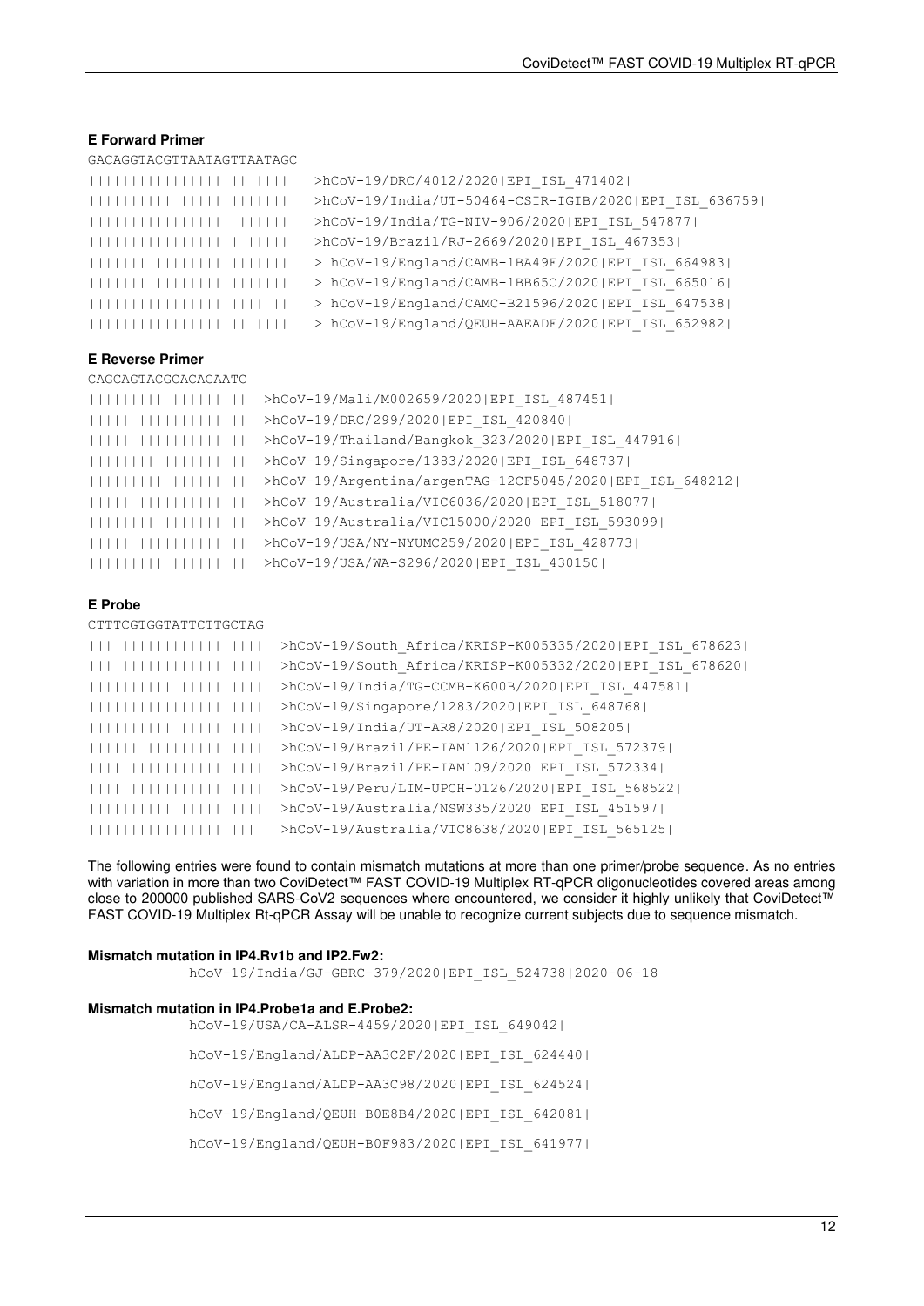#### E Forward Primer

```
GACAGGTACGTTAATAGTTAATAGC
||||||||||||||||||| |||||  >hCoV-19/DRC/4012/2020|EPI_ISL_471402|
|||||||||| |||||||||||||   >hCoV-19/India/UT-50464-CSIR-IGIB/2020|EPI_ISL_636759|
|||||||||||||||| |||||||   >hCoV-19/India/TG-NIV-906/2020|EPI_ISL_547877|
||||||||||||||||| ||||||   >hCoV-19/Brazil/RJ-2669/2020|EPI_ISL_467353|
|||||| ||||||||||||||||    > hCoV-19/England/CAMB-1BA49F/2020|EPI_ISL_664983|
|||||| ||||||||||||||||    > hCoV-19/England/CAMB-1BB65C/2020|EPI_ISL_665016|
|||||||||||||||||||| |||   > hCoV-19/England/CAMC-B21596/2020|EPI_ISL_647538|
|||||||||||||||||| |||||   > hCoV-19/England/QEUH-AAEADF/2020|EPI_ISL_652982|
```

#### E Reverse Primer

```
CAGCAGTACGCACACAATC
|||||||| ||||||||   >hCoV-19/Mali/M002659/2020|EPI_ISL_487451|
||||| ||||||||||||  >hCoV-19/DRC/299/2020|EPI_ISL_420840|
||||| ||||||||||||  >hCoV-19/Thailand/Bangkok_323/2020|EPI_ISL_447916|
||||||| |||||||||   >hCoV-19/Singapore/1383/2020|EPI_ISL_648737|
|||||||| ||||||||   >hCoV-19/Argentina/argenTAG-12CF5045/2020|EPI_ISL_648212|
||||| ||||||||||||  >hCoV-19/Australia/VIC6036/2020|EPI_ISL_518077|
||||||| |||||||||   >hCoV-19/Australia/VIC15000/2020|EPI_ISL_593099|
||||| ||||||||||||  >hCoV-19/USA/NY-NYUMC259/2020|EPI_ISL_428773|
|||||||| ||||||||   >hCoV-19/USA/WA-S296/2020|EPI_ISL_430150|
```

#### E Probe

```
CTTTCGTGGTATTCTTGCTAG
||| ||||||||||||||||  >hCoV-19/South_Africa/KRISP-K005335/2020|EPI_ISL_678623|
||| ||||||||||||||||  >hCoV-19/South_Africa/KRISP-K005332/2020|EPI_ISL_678620|
|||||||||| |||||||||  >hCoV-19/India/TG-CCMB-K600B/2020|EPI_ISL_447581|
|||||||||||||||| ||||  >hCoV-19/Singapore/1283/2020|EPI_ISL_648768|
|||||||||| |||||||||  >hCoV-19/India/UT-AR8/2020|EPI_ISL_508205|
|||||| |||||||||||||  >hCoV-19/Brazil/PE-IAM1126/2020|EPI_ISL_572379|
|||| |||||||||||||||  >hCoV-19/Brazil/PE-IAM109/2020|EPI_ISL_572334|
|||| |||||||||||||||  >hCoV-19/Peru/LIM-UPCH-0126/2020|EPI_ISL_568522|
|||||||||| |||||||||  >hCoV-19/Australia/NSW335/2020|EPI_ISL_451597|
|||||||||||||||||||   >hCoV-19/Australia/VIC8638/2020|EPI_ISL_565125|
```

The following entries were found to contain mismatch mutations at more than one primer/probe sequence. As no entries with variation in more than two CoviDetect™ FAST COVID-19 Multiplex RT-qPCR oligonucleotides covered areas among close to 200000 published SARS-CoV2 sequences where encountered, we consider it highly unlikely that CoviDetect™ FAST COVID-19 Multiplex Rt-qPCR Assay will be unable to recognize current subjects due to sequence mismatch.

#### Mismatch mutation in IP4.Rv1b and IP2.Fw2:

```
hCoV-19/India/GJ-GBRC-379/2020|EPI_ISL_524738|2020-06-18
```

#### Mismatch mutation in IP4.Probe1a and E.Probe2:

```
hCoV-19/USA/CA-ALSR-4459/2020|EPI_ISL_649042|
hCoV-19/England/ALDP-AA3C2F/2020|EPI_ISL_624440|
hCoV-19/England/ALDP-AA3C98/2020|EPI_ISL_624524|
hCoV-19/England/QEUH-B0E8B4/2020|EPI_ISL_642081|
hCoV-19/England/QEUH-B0F983/2020|EPI_ISL_641977|
```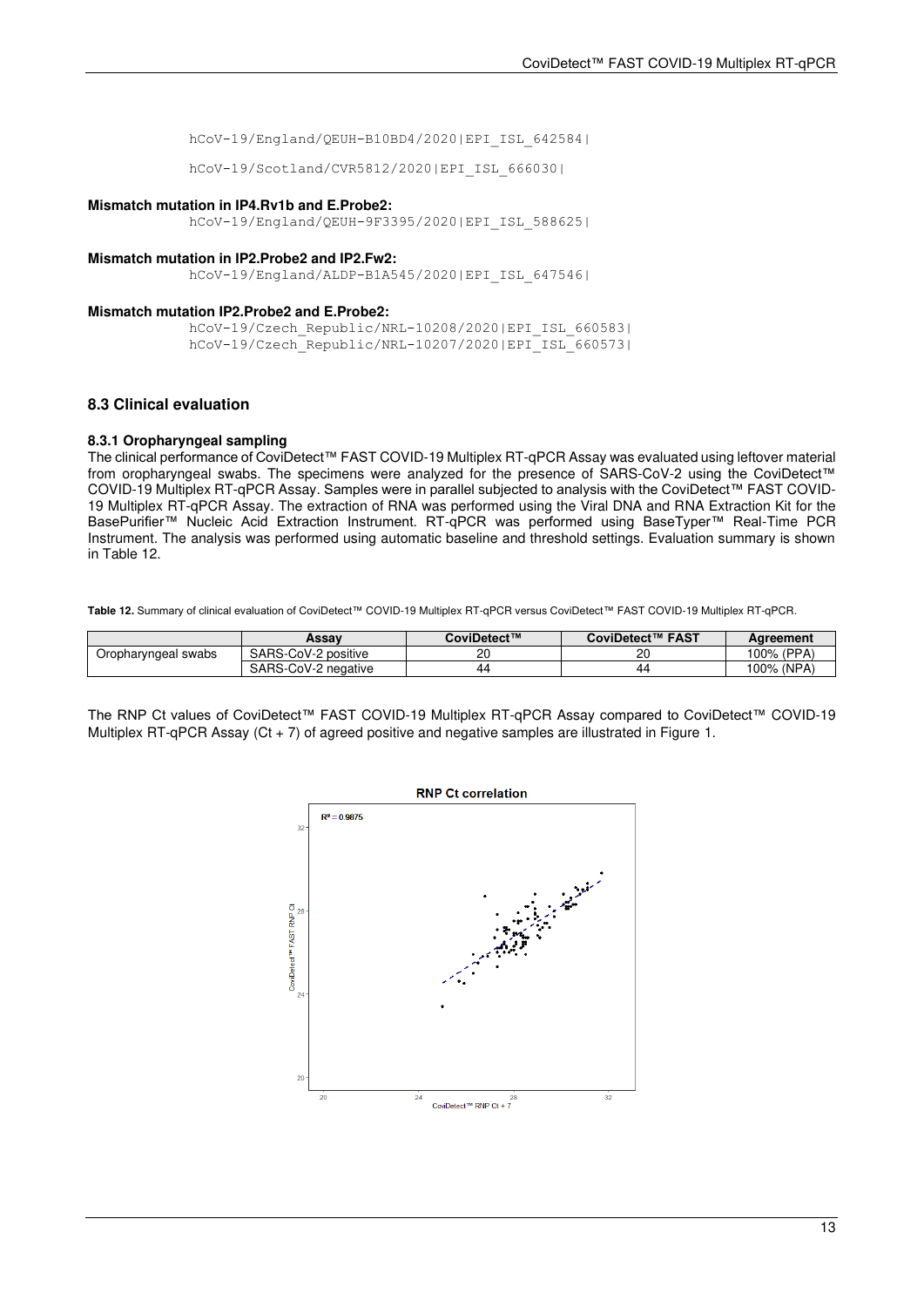```
hCoV-19/England/QEUH-B10BD4/2020|EPI_ISL_642584|
hCoV-19/Scotland/CVR5812/2020|EPI_ISL_666030|
```

**Mismatch mutation in IP4.Rv1b and E.Probe2:**

```
hCoV-19/England/QEUH-9F3395/2020|EPI_ISL_588625|
```

**Mismatch mutation in IP2.Probe2 and IP2.Fw2:**

```
hCoV-19/England/ALDP-B1A545/2020|EPI_ISL_647546|
```

**Mismatch mutation IP2.Probe2 and E.Probe2:**

```
hCoV-19/Czech_Republic/NRL-10208/2020|EPI_ISL_660583|
hCoV-19/Czech_Republic/NRL-10207/2020|EPI_ISL_660573|
```

## 8.3 Clinical evaluation

### 8.3.1 Oropharyngeal sampling

The clinical performance of CoviDetect™ FAST COVID-19 Multiplex RT-qPCR Assay was evaluated using leftover material from oropharyngeal swabs. The specimens were analyzed for the presence of SARS-CoV-2 using the CoviDetect™ COVID-19 Multiplex RT-qPCR Assay. Samples were in parallel subjected to analysis with the CoviDetect™ FAST COVID-19 Multiplex RT-qPCR Assay. The extraction of RNA was performed using the Viral DNA and RNA Extraction Kit for the BasePurifier™ Nucleic Acid Extraction Instrument. RT-qPCR was performed using BaseTyper™ Real-Time PCR Instrument. The analysis was performed using automatic baseline and threshold settings. Evaluation summary is shown in Table 12.

**Table 12.** Summary of clinical evaluation of CoviDetect™ COVID-19 Multiplex RT-qPCR versus CoviDetect™ FAST COVID-19 Multiplex RT-qPCR.

| | Assay | CoviDetect™ | CoviDetect™ FAST | Agreement |
|---|---|---|---|---|
| Oropharyngeal swabs | SARS-CoV-2 positive | 20 | 20 | 100% (PPA) |
| | SARS-CoV-2 negative | 44 | 44 | 100% (NPA) |

The RNP Ct values of CoviDetect™ FAST COVID-19 Multiplex RT-qPCR Assay compared to CoviDetect™ COVID-19 Multiplex RT-qPCR Assay (Ct + 7) of agreed positive and negative samples are illustrated in Figure 1.

**RNP Ct correlation**

$R^2 = 0.9875$

CoviDetect™ FAST RNP Ct (y-axis: 20, 24, 28, 32)

CoviDetect™ RNP Ct + 7 (x-axis: 20, 24, 28, 32)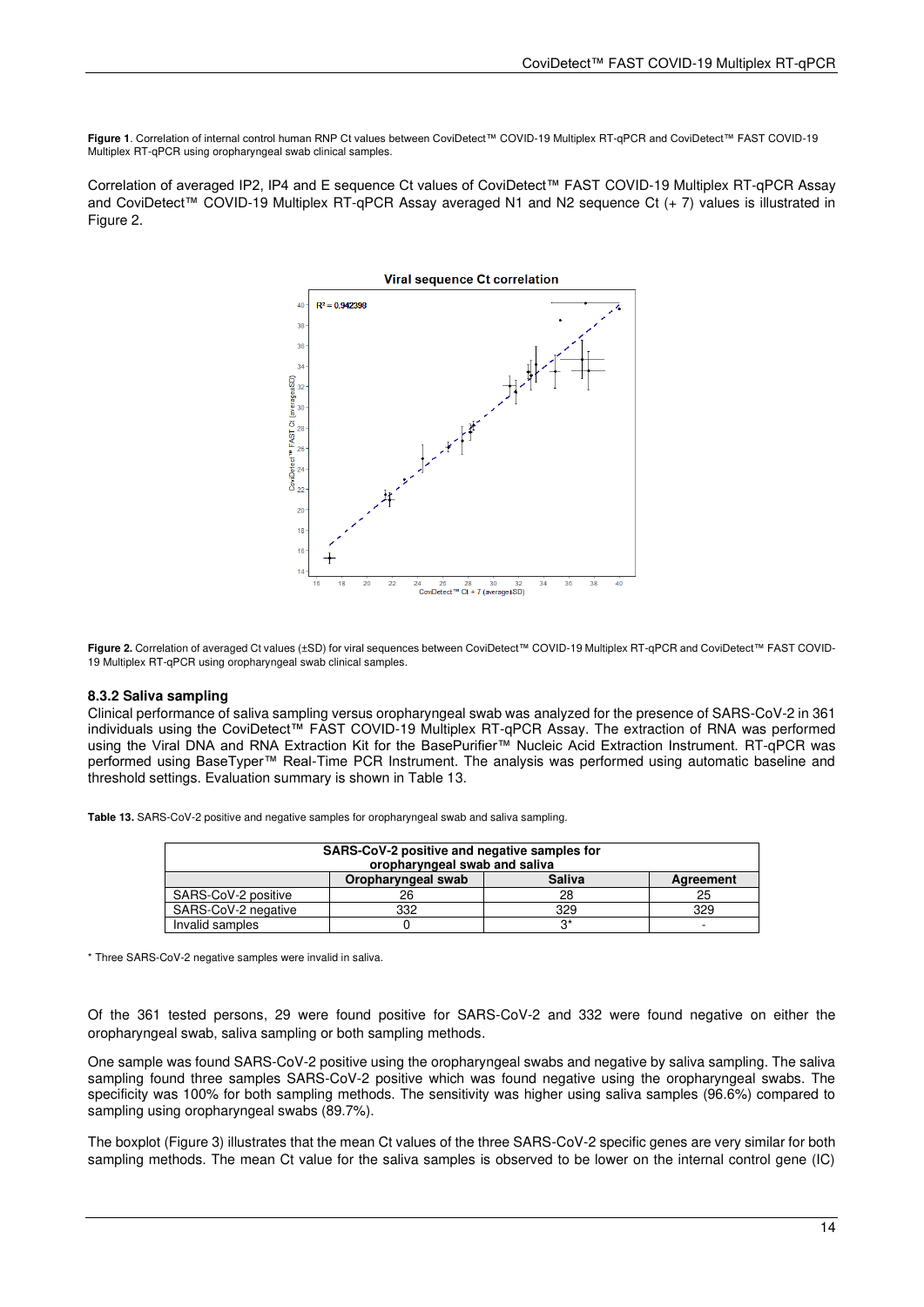**Figure 1**. Correlation of internal control human RNP Ct values between CoviDetect™ COVID-19 Multiplex RT-qPCR and CoviDetect™ FAST COVID-19 Multiplex RT-qPCR using oropharyngeal swab clinical samples.

Correlation of averaged IP2, IP4 and E sequence Ct values of CoviDetect™ FAST COVID-19 Multiplex RT-qPCR Assay and CoviDetect™ COVID-19 Multiplex RT-qPCR Assay averaged N1 and N2 sequence Ct (+ 7) values is illustrated in Figure 2.

**Figure 2.** Correlation of averaged Ct values (±SD) for viral sequences between CoviDetect™ COVID-19 Multiplex RT-qPCR and CoviDetect™ FAST COVID-19 Multiplex RT-qPCR using oropharyngeal swab clinical samples.

### 8.3.2 Saliva sampling

Clinical performance of saliva sampling versus oropharyngeal swab was analyzed for the presence of SARS-CoV-2 in 361 individuals using the CoviDetect™ FAST COVID-19 Multiplex RT-qPCR Assay. The extraction of RNA was performed using the Viral DNA and RNA Extraction Kit for the BasePurifier™ Nucleic Acid Extraction Instrument. RT-qPCR was performed using BaseTyper™ Real-Time PCR Instrument. The analysis was performed using automatic baseline and threshold settings. Evaluation summary is shown in Table 13.

**Table 13.** SARS-CoV-2 positive and negative samples for oropharyngeal swab and saliva sampling.

| SARS-CoV-2 positive and negative samples for oropharyngeal swab and saliva | | | |
|---|---|---|---|
| | **Oropharyngeal swab** | **Saliva** | **Agreement** |
| SARS-CoV-2 positive | 26 | 28 | 25 |
| SARS-CoV-2 negative | 332 | 329 | 329 |
| Invalid samples | 0 | 3* | - |

\* Three SARS-CoV-2 negative samples were invalid in saliva.

Of the 361 tested persons, 29 were found positive for SARS-CoV-2 and 332 were found negative on either the oropharyngeal swab, saliva sampling or both sampling methods.

One sample was found SARS-CoV-2 positive using the oropharyngeal swabs and negative by saliva sampling. The saliva sampling found three samples SARS-CoV-2 positive which was found negative using the oropharyngeal swabs. The specificity was 100% for both sampling methods. The sensitivity was higher using saliva samples (96.6%) compared to sampling using oropharyngeal swabs (89.7%).

The boxplot (Figure 3) illustrates that the mean Ct values of the three SARS-CoV-2 specific genes are very similar for both sampling methods. The mean Ct value for the saliva samples is observed to be lower on the internal control gene (IC)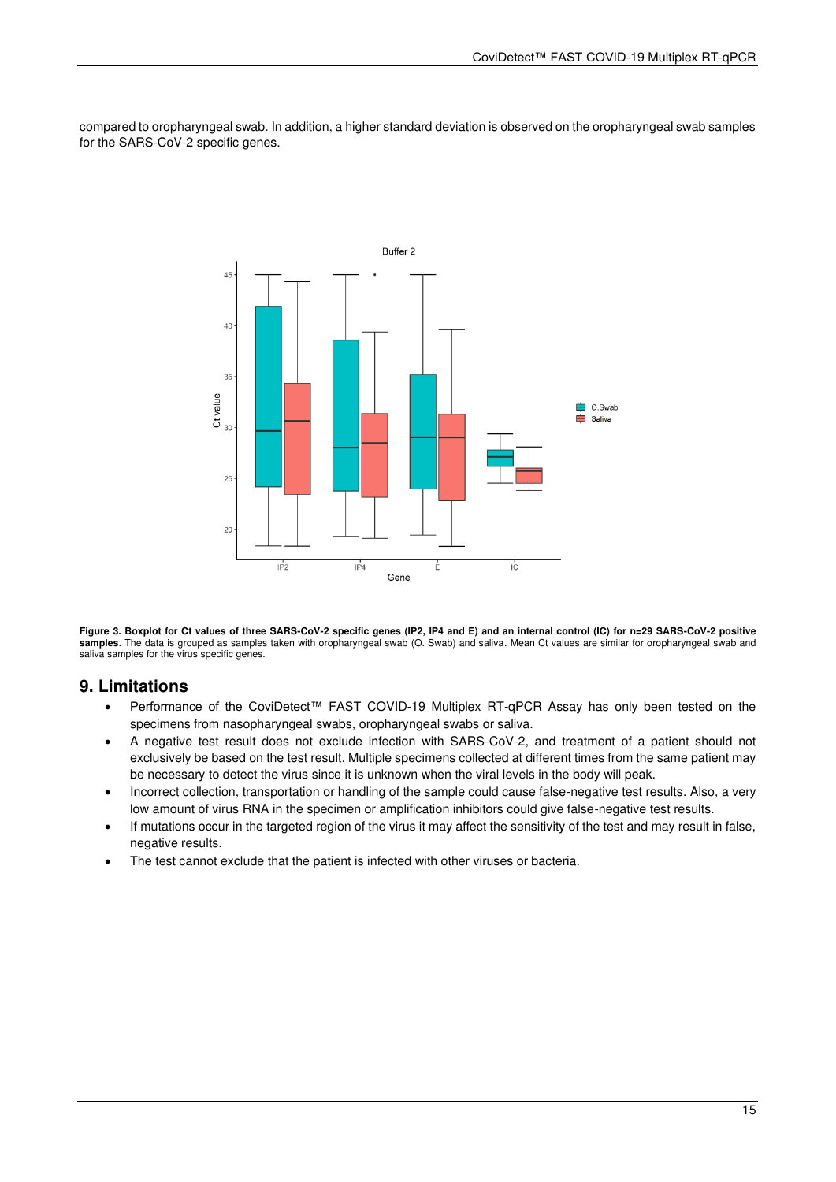compared to oropharyngeal swab. In addition, a higher standard deviation is observed on the oropharyngeal swab samples for the SARS-CoV-2 specific genes.

**Figure 3. Boxplot for Ct values of three SARS-CoV-2 specific genes (IP2, IP4 and E) and an internal control (IC) for n=29 SARS-CoV-2 positive samples.** The data is grouped as samples taken with oropharyngeal swab (O. Swab) and saliva. Mean Ct values are similar for oropharyngeal swab and saliva samples for the virus specific genes.

## 9. Limitations

- Performance of the CoviDetect™ FAST COVID-19 Multiplex RT-qPCR Assay has only been tested on the specimens from nasopharyngeal swabs, oropharyngeal swabs or saliva.
- A negative test result does not exclude infection with SARS-CoV-2, and treatment of a patient should not exclusively be based on the test result. Multiple specimens collected at different times from the same patient may be necessary to detect the virus since it is unknown when the viral levels in the body will peak.
- Incorrect collection, transportation or handling of the sample could cause false-negative test results. Also, a very low amount of virus RNA in the specimen or amplification inhibitors could give false-negative test results.
- If mutations occur in the targeted region of the virus it may affect the sensitivity of the test and may result in false, negative results.
- The test cannot exclude that the patient is infected with other viruses or bacteria.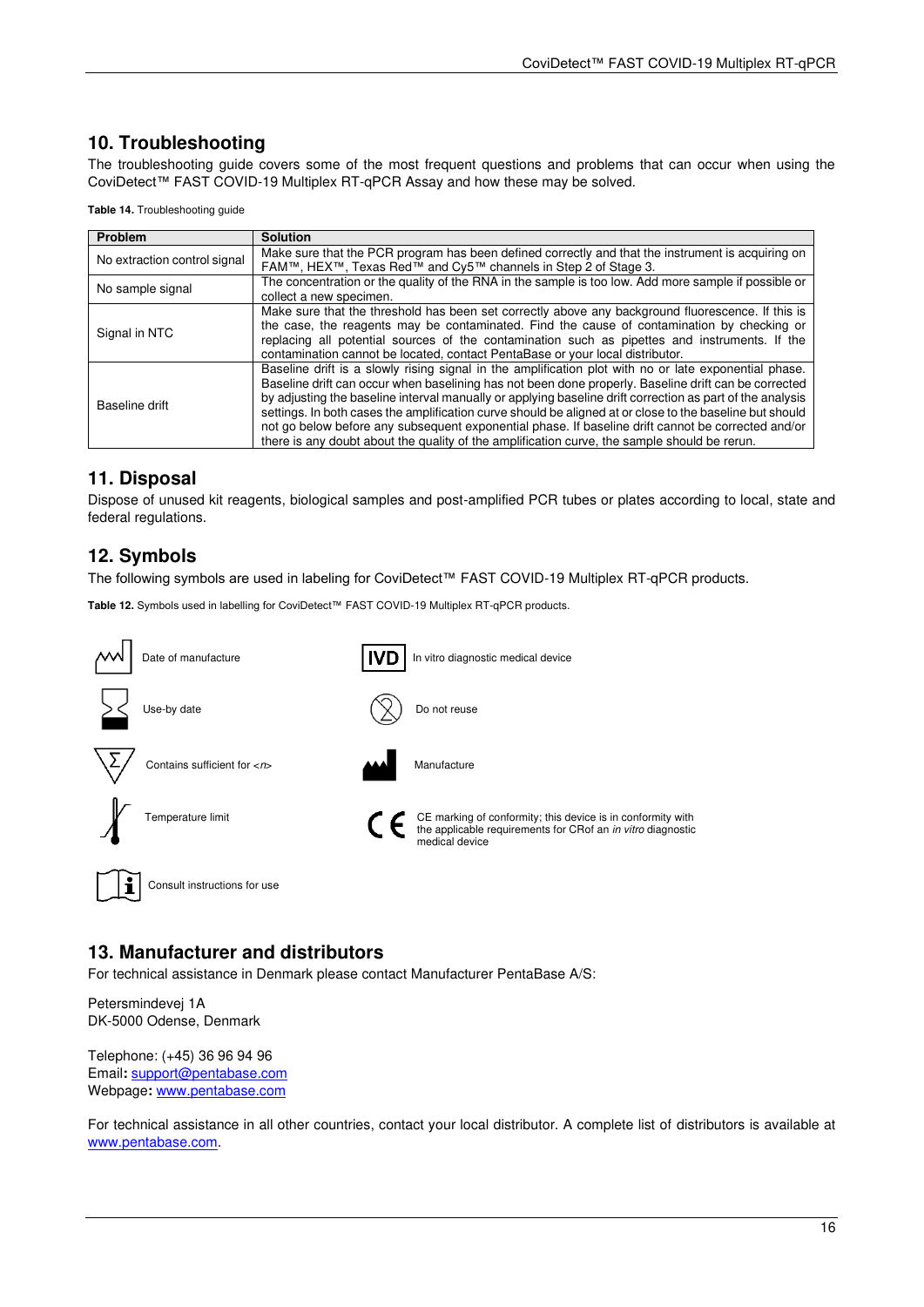## 10. Troubleshooting

The troubleshooting guide covers some of the most frequent questions and problems that can occur when using the CoviDetect™ FAST COVID-19 Multiplex RT-qPCR Assay and how these may be solved.

**Table 14.** Troubleshooting guide

| Problem | Solution |
|---|---|
| No extraction control signal | Make sure that the PCR program has been defined correctly and that the instrument is acquiring on FAM™, HEX™, Texas Red™ and Cy5™ channels in Step 2 of Stage 3. |
| No sample signal | The concentration or the quality of the RNA in the sample is too low. Add more sample if possible or collect a new specimen. |
| Signal in NTC | Make sure that the threshold has been set correctly above any background fluorescence. If this is the case, the reagents may be contaminated. Find the cause of contamination by checking or replacing all potential sources of the contamination such as pipettes and instruments. If the contamination cannot be located, contact PentaBase or your local distributor. |
| Baseline drift | Baseline drift is a slowly rising signal in the amplification plot with no or late exponential phase. Baseline drift can occur when baselining has not been done properly. Baseline drift can be corrected by adjusting the baseline interval manually or applying baseline drift correction as part of the analysis settings. In both cases the amplification curve should be aligned at or close to the baseline but should not go below before any subsequent exponential phase. If baseline drift cannot be corrected and/or there is any doubt about the quality of the amplification curve, the sample should be rerun. |

## 11. Disposal

Dispose of unused kit reagents, biological samples and post-amplified PCR tubes or plates according to local, state and federal regulations.

## 12. Symbols

The following symbols are used in labeling for CoviDetect™ FAST COVID-19 Multiplex RT-qPCR products.

**Table 12.** Symbols used in labelling for CoviDetect™ FAST COVID-19 Multiplex RT-qPCR products.

Date of manufacture

Use-by date

Contains sufficient for <*n*>

Temperature limit

Consult instructions for use

IVD In vitro diagnostic medical device

Do not reuse

Manufacture

CE marking of conformity; this device is in conformity with the applicable requirements for CRof an *in vitro* diagnostic medical device

## 13. Manufacturer and distributors

For technical assistance in Denmark please contact Manufacturer PentaBase A/S:

Petersmindevej 1A
DK-5000 Odense, Denmark

Telephone: (+45) 36 96 94 96
Email**:** support@pentabase.com
Webpage**:** www.pentabase.com

For technical assistance in all other countries, contact your local distributor. A complete list of distributors is available at www.pentabase.com.